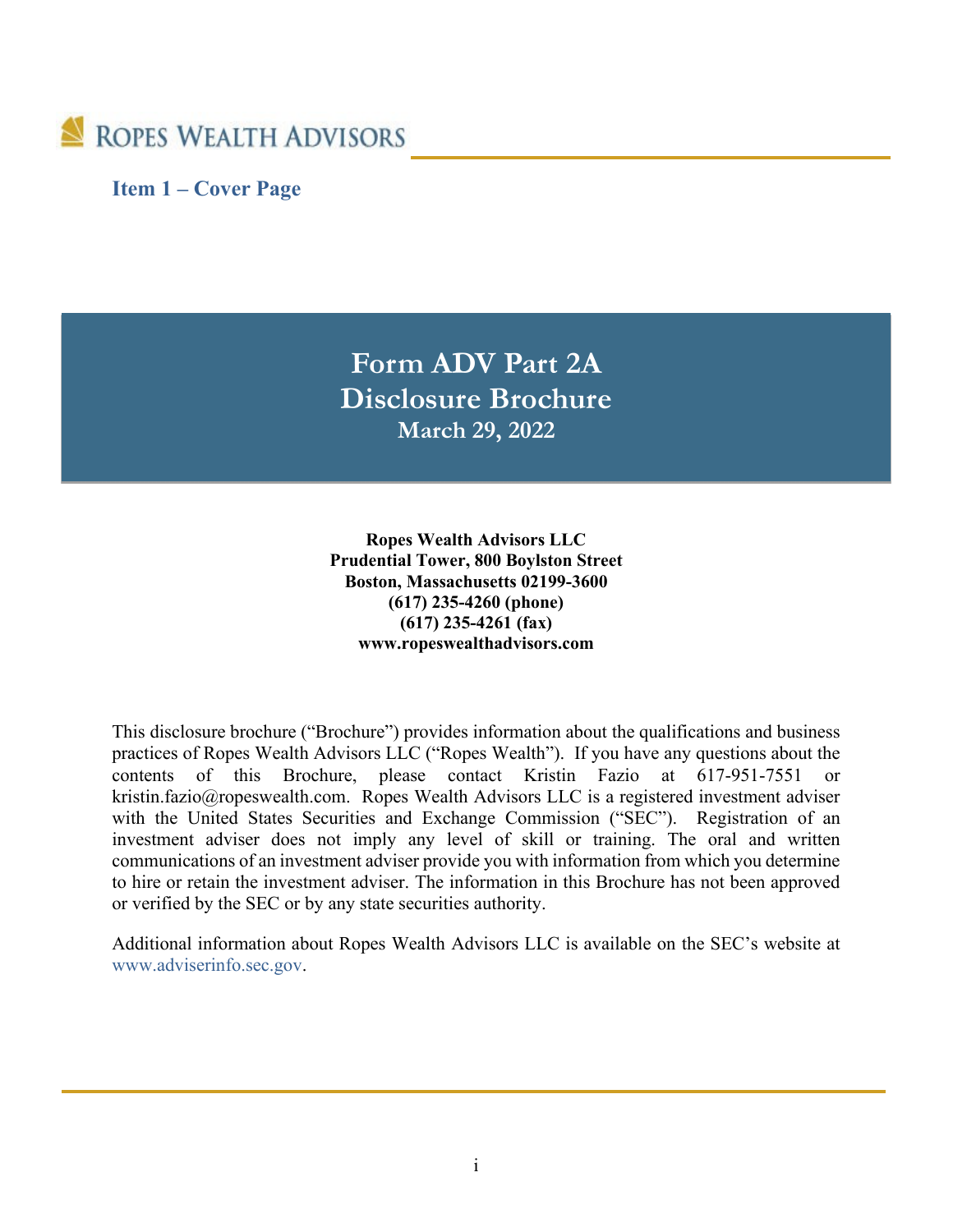ROPES WEALTH ADVISORS

## Item 1 – Cover Page

# Form ADV Part 2A
# Disclosure Brochure
### March 29, 2022

**Ropes Wealth Advisors LLC**
**Prudential Tower, 800 Boylston Street**
**Boston, Massachusetts 02199-3600**
**(617) 235-4260 (phone)**
**(617) 235-4261 (fax)**
**www.ropeswealthadvisors.com**

This disclosure brochure ("Brochure") provides information about the qualifications and business practices of Ropes Wealth Advisors LLC ("Ropes Wealth"). If you have any questions about the contents of this Brochure, please contact Kristin Fazio at 617-951-7551 or kristin.fazio@ropeswealth.com. Ropes Wealth Advisors LLC is a registered investment adviser with the United States Securities and Exchange Commission ("SEC"). Registration of an investment adviser does not imply any level of skill or training. The oral and written communications of an investment adviser provide you with information from which you determine to hire or retain the investment adviser. The information in this Brochure has not been approved or verified by the SEC or by any state securities authority.

Additional information about Ropes Wealth Advisors LLC is available on the SEC's website at www.adviserinfo.sec.gov.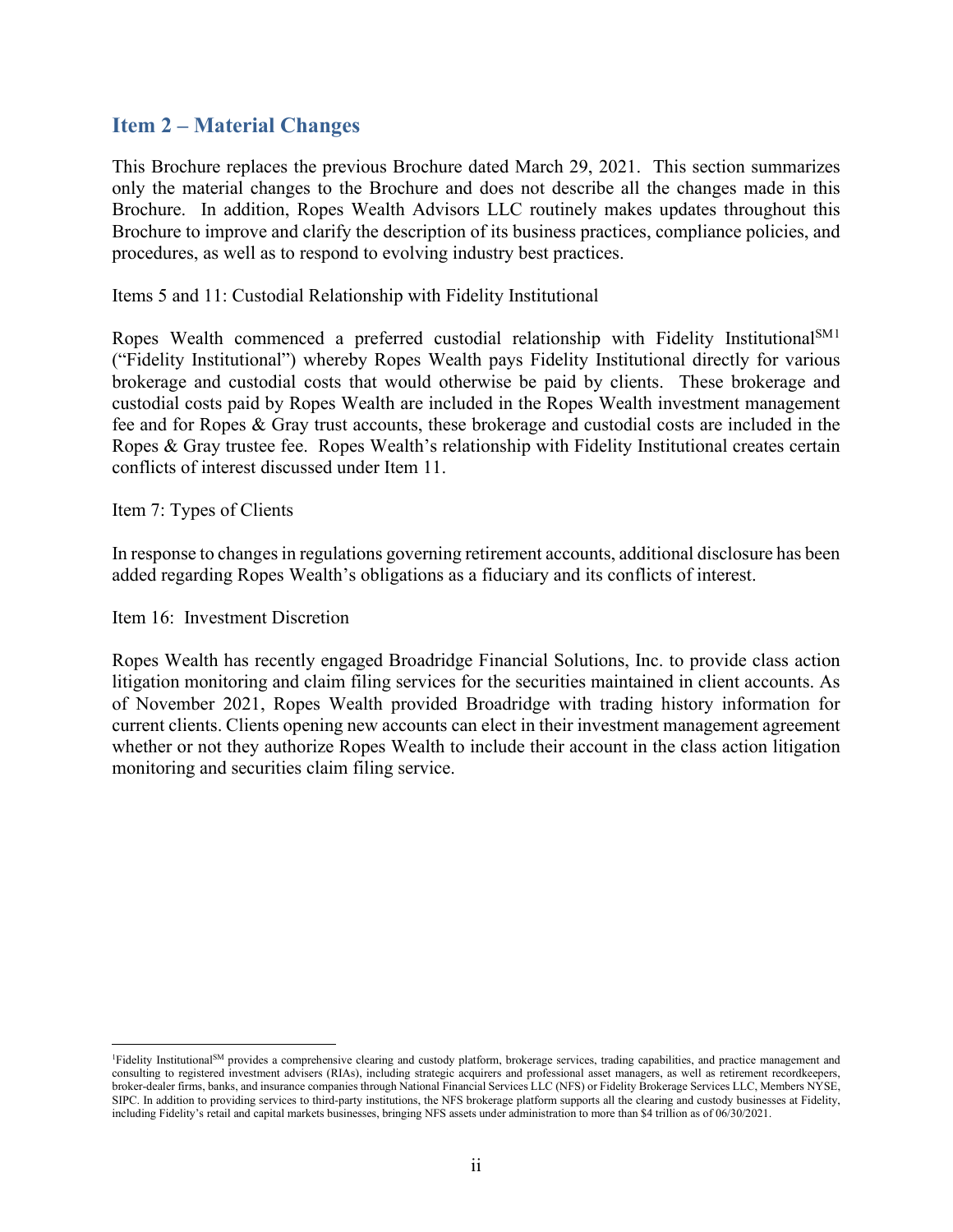## Item 2 – Material Changes

This Brochure replaces the previous Brochure dated March 29, 2021. This section summarizes only the material changes to the Brochure and does not describe all the changes made in this Brochure. In addition, Ropes Wealth Advisors LLC routinely makes updates throughout this Brochure to improve and clarify the description of its business practices, compliance policies, and procedures, as well as to respond to evolving industry best practices.

Items 5 and 11: Custodial Relationship with Fidelity Institutional

Ropes Wealth commenced a preferred custodial relationship with Fidelity Institutional℠[1] ("Fidelity Institutional") whereby Ropes Wealth pays Fidelity Institutional directly for various brokerage and custodial costs that would otherwise be paid by clients. These brokerage and custodial costs paid by Ropes Wealth are included in the Ropes Wealth investment management fee and for Ropes & Gray trust accounts, these brokerage and custodial costs are included in the Ropes & Gray trustee fee. Ropes Wealth's relationship with Fidelity Institutional creates certain conflicts of interest discussed under Item 11.

Item 7: Types of Clients

In response to changes in regulations governing retirement accounts, additional disclosure has been added regarding Ropes Wealth's obligations as a fiduciary and its conflicts of interest.

Item 16: Investment Discretion

Ropes Wealth has recently engaged Broadridge Financial Solutions, Inc. to provide class action litigation monitoring and claim filing services for the securities maintained in client accounts. As of November 2021, Ropes Wealth provided Broadridge with trading history information for current clients. Clients opening new accounts can elect in their investment management agreement whether or not they authorize Ropes Wealth to include their account in the class action litigation monitoring and securities claim filing service.

---

[1] Fidelity Institutional℠ provides a comprehensive clearing and custody platform, brokerage services, trading capabilities, and practice management and consulting to registered investment advisers (RIAs), including strategic acquirers and professional asset managers, as well as retirement recordkeepers, broker-dealer firms, banks, and insurance companies through National Financial Services LLC (NFS) or Fidelity Brokerage Services LLC, Members NYSE, SIPC. In addition to providing services to third-party institutions, the NFS brokerage platform supports all the clearing and custody businesses at Fidelity, including Fidelity's retail and capital markets businesses, bringing NFS assets under administration to more than $4 trillion as of 06/30/2021.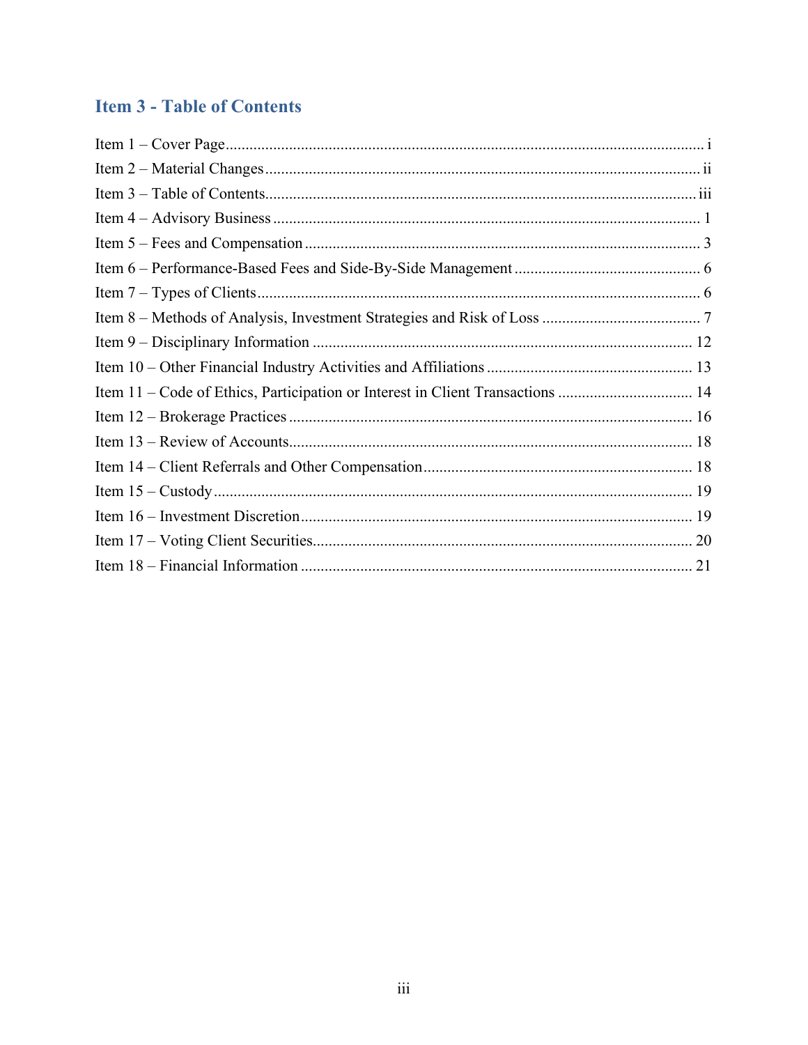## Item 3 - Table of Contents

Item 1 – Cover Page ........ i
Item 2 – Material Changes ........ ii
Item 3 – Table of Contents ........ iii
Item 4 – Advisory Business ........ 1
Item 5 – Fees and Compensation ........ 3
Item 6 – Performance-Based Fees and Side-By-Side Management ........ 6
Item 7 – Types of Clients ........ 6
Item 8 – Methods of Analysis, Investment Strategies and Risk of Loss ........ 7
Item 9 – Disciplinary Information ........ 12
Item 10 – Other Financial Industry Activities and Affiliations ........ 13
Item 11 – Code of Ethics, Participation or Interest in Client Transactions ........ 14
Item 12 – Brokerage Practices ........ 16
Item 13 – Review of Accounts ........ 18
Item 14 – Client Referrals and Other Compensation ........ 18
Item 15 – Custody ........ 19
Item 16 – Investment Discretion ........ 19
Item 17 – Voting Client Securities ........ 20
Item 18 – Financial Information ........ 21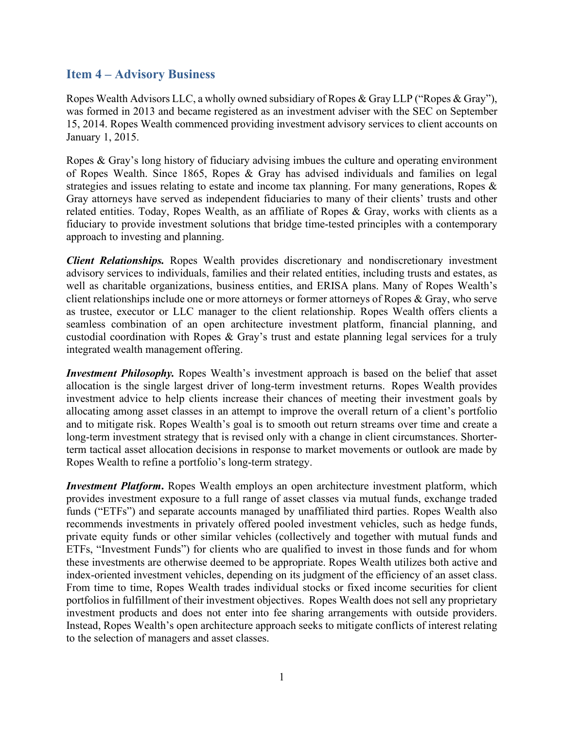## Item 4 – Advisory Business

Ropes Wealth Advisors LLC, a wholly owned subsidiary of Ropes & Gray LLP ("Ropes & Gray"), was formed in 2013 and became registered as an investment adviser with the SEC on September 15, 2014. Ropes Wealth commenced providing investment advisory services to client accounts on January 1, 2015.

Ropes & Gray's long history of fiduciary advising imbues the culture and operating environment of Ropes Wealth. Since 1865, Ropes & Gray has advised individuals and families on legal strategies and issues relating to estate and income tax planning. For many generations, Ropes & Gray attorneys have served as independent fiduciaries to many of their clients' trusts and other related entities. Today, Ropes Wealth, as an affiliate of Ropes & Gray, works with clients as a fiduciary to provide investment solutions that bridge time-tested principles with a contemporary approach to investing and planning.

***Client Relationships.*** Ropes Wealth provides discretionary and nondiscretionary investment advisory services to individuals, families and their related entities, including trusts and estates, as well as charitable organizations, business entities, and ERISA plans. Many of Ropes Wealth's client relationships include one or more attorneys or former attorneys of Ropes & Gray, who serve as trustee, executor or LLC manager to the client relationship. Ropes Wealth offers clients a seamless combination of an open architecture investment platform, financial planning, and custodial coordination with Ropes & Gray's trust and estate planning legal services for a truly integrated wealth management offering.

***Investment Philosophy.*** Ropes Wealth's investment approach is based on the belief that asset allocation is the single largest driver of long-term investment returns. Ropes Wealth provides investment advice to help clients increase their chances of meeting their investment goals by allocating among asset classes in an attempt to improve the overall return of a client's portfolio and to mitigate risk. Ropes Wealth's goal is to smooth out return streams over time and create a long-term investment strategy that is revised only with a change in client circumstances. Shorter-term tactical asset allocation decisions in response to market movements or outlook are made by Ropes Wealth to refine a portfolio's long-term strategy.

***Investment Platform*****.** Ropes Wealth employs an open architecture investment platform, which provides investment exposure to a full range of asset classes via mutual funds, exchange traded funds ("ETFs") and separate accounts managed by unaffiliated third parties. Ropes Wealth also recommends investments in privately offered pooled investment vehicles, such as hedge funds, private equity funds or other similar vehicles (collectively and together with mutual funds and ETFs, "Investment Funds") for clients who are qualified to invest in those funds and for whom these investments are otherwise deemed to be appropriate. Ropes Wealth utilizes both active and index-oriented investment vehicles, depending on its judgment of the efficiency of an asset class. From time to time, Ropes Wealth trades individual stocks or fixed income securities for client portfolios in fulfillment of their investment objectives. Ropes Wealth does not sell any proprietary investment products and does not enter into fee sharing arrangements with outside providers. Instead, Ropes Wealth's open architecture approach seeks to mitigate conflicts of interest relating to the selection of managers and asset classes.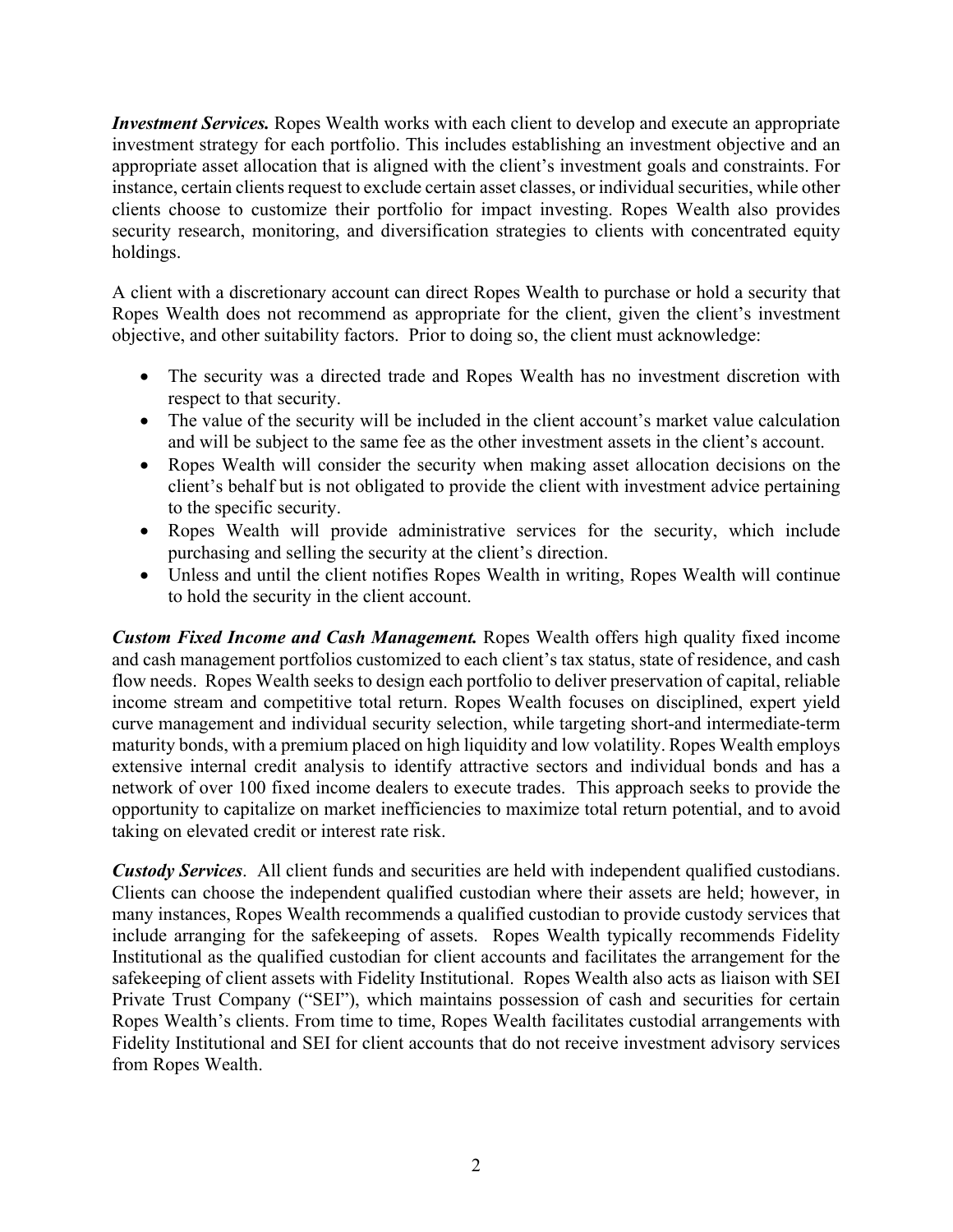***Investment Services.*** Ropes Wealth works with each client to develop and execute an appropriate investment strategy for each portfolio. This includes establishing an investment objective and an appropriate asset allocation that is aligned with the client's investment goals and constraints. For instance, certain clients request to exclude certain asset classes, or individual securities, while other clients choose to customize their portfolio for impact investing. Ropes Wealth also provides security research, monitoring, and diversification strategies to clients with concentrated equity holdings.

A client with a discretionary account can direct Ropes Wealth to purchase or hold a security that Ropes Wealth does not recommend as appropriate for the client, given the client's investment objective, and other suitability factors. Prior to doing so, the client must acknowledge:

- The security was a directed trade and Ropes Wealth has no investment discretion with respect to that security.
- The value of the security will be included in the client account's market value calculation and will be subject to the same fee as the other investment assets in the client's account.
- Ropes Wealth will consider the security when making asset allocation decisions on the client's behalf but is not obligated to provide the client with investment advice pertaining to the specific security.
- Ropes Wealth will provide administrative services for the security, which include purchasing and selling the security at the client's direction.
- Unless and until the client notifies Ropes Wealth in writing, Ropes Wealth will continue to hold the security in the client account.

***Custom Fixed Income and Cash Management.*** Ropes Wealth offers high quality fixed income and cash management portfolios customized to each client's tax status, state of residence, and cash flow needs. Ropes Wealth seeks to design each portfolio to deliver preservation of capital, reliable income stream and competitive total return. Ropes Wealth focuses on disciplined, expert yield curve management and individual security selection, while targeting short-and intermediate-term maturity bonds, with a premium placed on high liquidity and low volatility. Ropes Wealth employs extensive internal credit analysis to identify attractive sectors and individual bonds and has a network of over 100 fixed income dealers to execute trades. This approach seeks to provide the opportunity to capitalize on market inefficiencies to maximize total return potential, and to avoid taking on elevated credit or interest rate risk.

***Custody Services***. All client funds and securities are held with independent qualified custodians. Clients can choose the independent qualified custodian where their assets are held; however, in many instances, Ropes Wealth recommends a qualified custodian to provide custody services that include arranging for the safekeeping of assets. Ropes Wealth typically recommends Fidelity Institutional as the qualified custodian for client accounts and facilitates the arrangement for the safekeeping of client assets with Fidelity Institutional. Ropes Wealth also acts as liaison with SEI Private Trust Company ("SEI"), which maintains possession of cash and securities for certain Ropes Wealth's clients. From time to time, Ropes Wealth facilitates custodial arrangements with Fidelity Institutional and SEI for client accounts that do not receive investment advisory services from Ropes Wealth.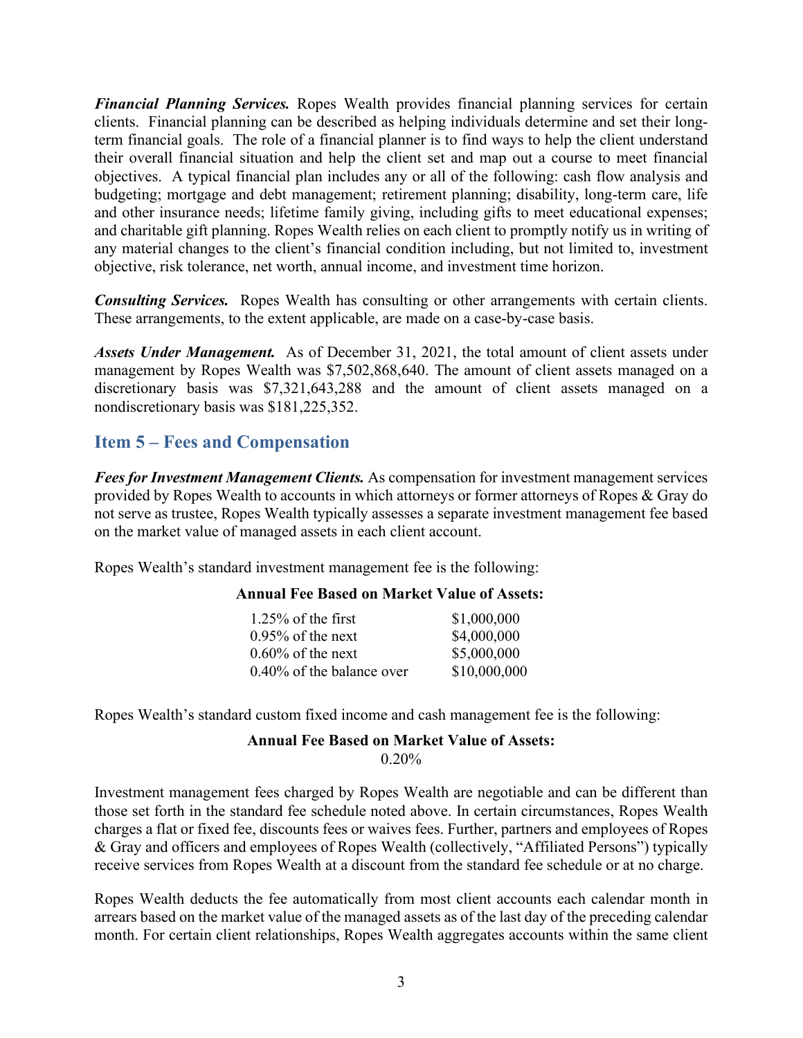***Financial Planning Services.*** Ropes Wealth provides financial planning services for certain clients. Financial planning can be described as helping individuals determine and set their long-term financial goals. The role of a financial planner is to find ways to help the client understand their overall financial situation and help the client set and map out a course to meet financial objectives. A typical financial plan includes any or all of the following: cash flow analysis and budgeting; mortgage and debt management; retirement planning; disability, long-term care, life and other insurance needs; lifetime family giving, including gifts to meet educational expenses; and charitable gift planning. Ropes Wealth relies on each client to promptly notify us in writing of any material changes to the client's financial condition including, but not limited to, investment objective, risk tolerance, net worth, annual income, and investment time horizon.

***Consulting Services.*** Ropes Wealth has consulting or other arrangements with certain clients. These arrangements, to the extent applicable, are made on a case-by-case basis.

***Assets Under Management.*** As of December 31, 2021, the total amount of client assets under management by Ropes Wealth was $7,502,868,640. The amount of client assets managed on a discretionary basis was $7,321,643,288 and the amount of client assets managed on a nondiscretionary basis was $181,225,352.

## Item 5 – Fees and Compensation

***Fees for Investment Management Clients.*** As compensation for investment management services provided by Ropes Wealth to accounts in which attorneys or former attorneys of Ropes & Gray do not serve as trustee, Ropes Wealth typically assesses a separate investment management fee based on the market value of managed assets in each client account.

Ropes Wealth's standard investment management fee is the following:

**Annual Fee Based on Market Value of Assets:**

| | |
|---|---|
| 1.25% of the first | $1,000,000 |
| 0.95% of the next | $4,000,000 |
| 0.60% of the next | $5,000,000 |
| 0.40% of the balance over | $10,000,000 |

Ropes Wealth's standard custom fixed income and cash management fee is the following:

**Annual Fee Based on Market Value of Assets:**
0.20%

Investment management fees charged by Ropes Wealth are negotiable and can be different than those set forth in the standard fee schedule noted above. In certain circumstances, Ropes Wealth charges a flat or fixed fee, discounts fees or waives fees. Further, partners and employees of Ropes & Gray and officers and employees of Ropes Wealth (collectively, "Affiliated Persons") typically receive services from Ropes Wealth at a discount from the standard fee schedule or at no charge.

Ropes Wealth deducts the fee automatically from most client accounts each calendar month in arrears based on the market value of the managed assets as of the last day of the preceding calendar month. For certain client relationships, Ropes Wealth aggregates accounts within the same client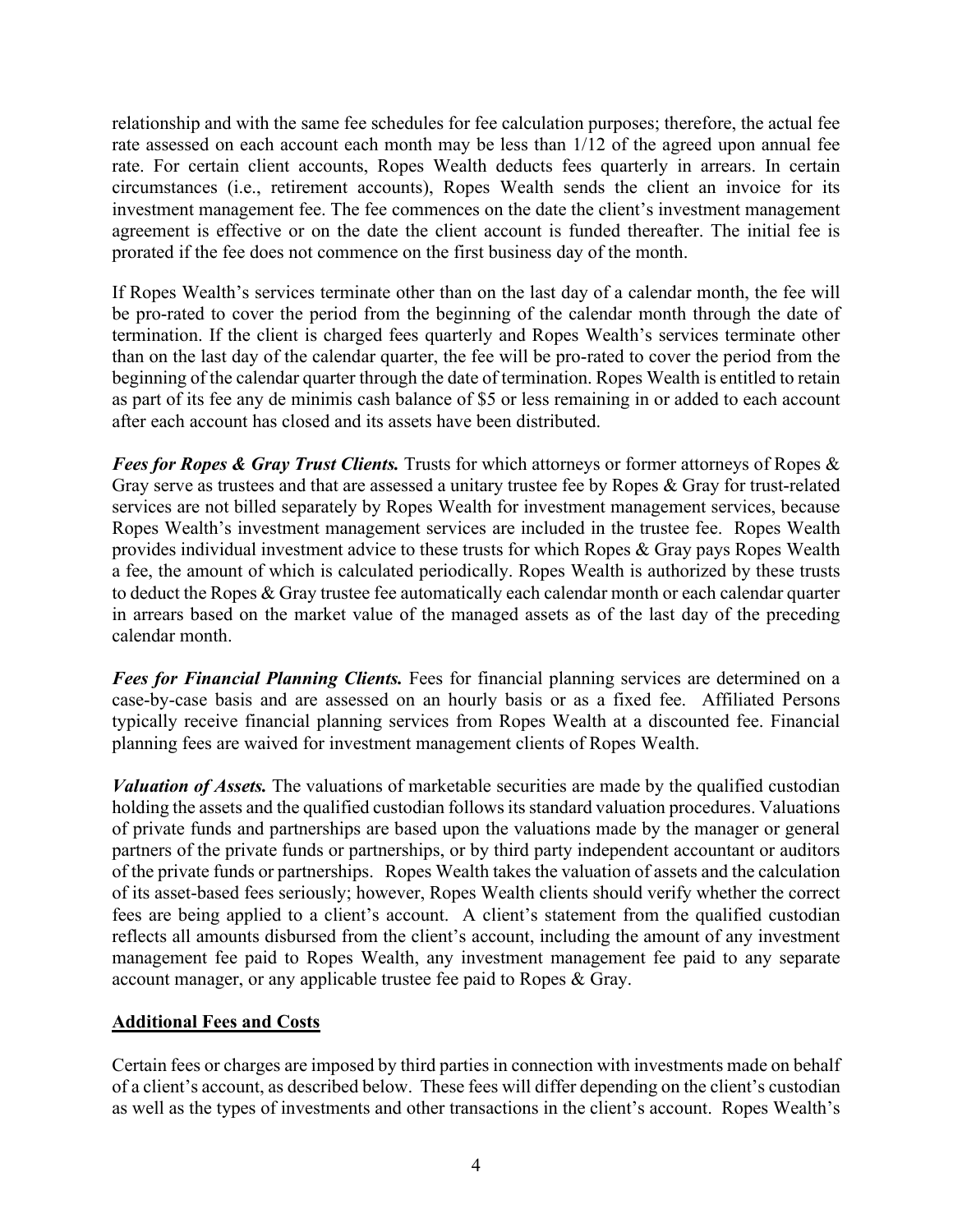relationship and with the same fee schedules for fee calculation purposes; therefore, the actual fee rate assessed on each account each month may be less than 1/12 of the agreed upon annual fee rate. For certain client accounts, Ropes Wealth deducts fees quarterly in arrears. In certain circumstances (i.e., retirement accounts), Ropes Wealth sends the client an invoice for its investment management fee. The fee commences on the date the client's investment management agreement is effective or on the date the client account is funded thereafter. The initial fee is prorated if the fee does not commence on the first business day of the month.

If Ropes Wealth's services terminate other than on the last day of a calendar month, the fee will be pro-rated to cover the period from the beginning of the calendar month through the date of termination. If the client is charged fees quarterly and Ropes Wealth's services terminate other than on the last day of the calendar quarter, the fee will be pro-rated to cover the period from the beginning of the calendar quarter through the date of termination. Ropes Wealth is entitled to retain as part of its fee any de minimis cash balance of $5 or less remaining in or added to each account after each account has closed and its assets have been distributed.

***Fees for Ropes & Gray Trust Clients.*** Trusts for which attorneys or former attorneys of Ropes & Gray serve as trustees and that are assessed a unitary trustee fee by Ropes & Gray for trust-related services are not billed separately by Ropes Wealth for investment management services, because Ropes Wealth's investment management services are included in the trustee fee. Ropes Wealth provides individual investment advice to these trusts for which Ropes & Gray pays Ropes Wealth a fee, the amount of which is calculated periodically. Ropes Wealth is authorized by these trusts to deduct the Ropes & Gray trustee fee automatically each calendar month or each calendar quarter in arrears based on the market value of the managed assets as of the last day of the preceding calendar month.

***Fees for Financial Planning Clients.*** Fees for financial planning services are determined on a case-by-case basis and are assessed on an hourly basis or as a fixed fee. Affiliated Persons typically receive financial planning services from Ropes Wealth at a discounted fee. Financial planning fees are waived for investment management clients of Ropes Wealth.

***Valuation of Assets.*** The valuations of marketable securities are made by the qualified custodian holding the assets and the qualified custodian follows its standard valuation procedures. Valuations of private funds and partnerships are based upon the valuations made by the manager or general partners of the private funds or partnerships, or by third party independent accountant or auditors of the private funds or partnerships. Ropes Wealth takes the valuation of assets and the calculation of its asset-based fees seriously; however, Ropes Wealth clients should verify whether the correct fees are being applied to a client's account. A client's statement from the qualified custodian reflects all amounts disbursed from the client's account, including the amount of any investment management fee paid to Ropes Wealth, any investment management fee paid to any separate account manager, or any applicable trustee fee paid to Ropes & Gray.

**Additional Fees and Costs**

Certain fees or charges are imposed by third parties in connection with investments made on behalf of a client's account, as described below. These fees will differ depending on the client's custodian as well as the types of investments and other transactions in the client's account. Ropes Wealth's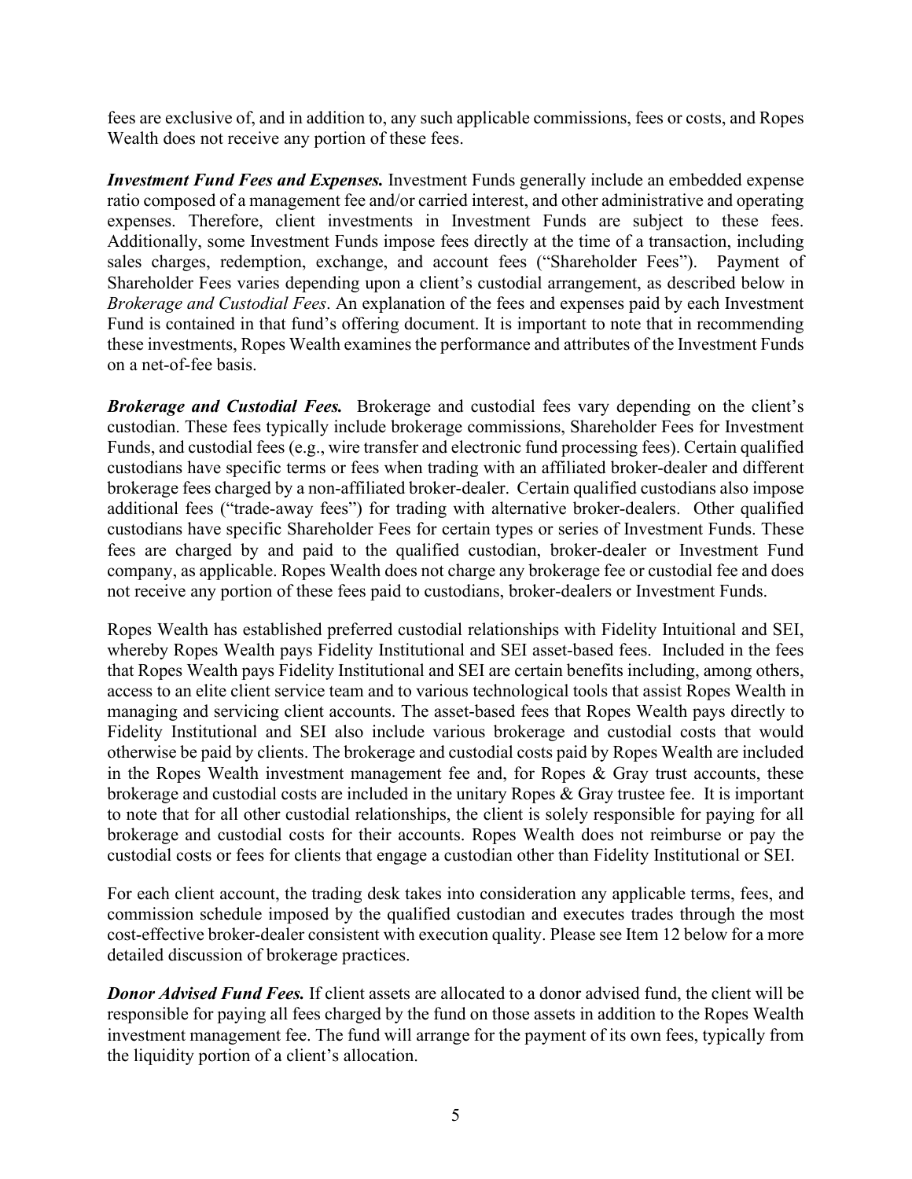fees are exclusive of, and in addition to, any such applicable commissions, fees or costs, and Ropes Wealth does not receive any portion of these fees.

***Investment Fund Fees and Expenses.*** Investment Funds generally include an embedded expense ratio composed of a management fee and/or carried interest, and other administrative and operating expenses. Therefore, client investments in Investment Funds are subject to these fees. Additionally, some Investment Funds impose fees directly at the time of a transaction, including sales charges, redemption, exchange, and account fees ("Shareholder Fees"). Payment of Shareholder Fees varies depending upon a client's custodial arrangement, as described below in *Brokerage and Custodial Fees*. An explanation of the fees and expenses paid by each Investment Fund is contained in that fund's offering document. It is important to note that in recommending these investments, Ropes Wealth examines the performance and attributes of the Investment Funds on a net-of-fee basis.

***Brokerage and Custodial Fees.*** Brokerage and custodial fees vary depending on the client's custodian. These fees typically include brokerage commissions, Shareholder Fees for Investment Funds, and custodial fees (e.g., wire transfer and electronic fund processing fees). Certain qualified custodians have specific terms or fees when trading with an affiliated broker-dealer and different brokerage fees charged by a non-affiliated broker-dealer. Certain qualified custodians also impose additional fees ("trade-away fees") for trading with alternative broker-dealers. Other qualified custodians have specific Shareholder Fees for certain types or series of Investment Funds. These fees are charged by and paid to the qualified custodian, broker-dealer or Investment Fund company, as applicable. Ropes Wealth does not charge any brokerage fee or custodial fee and does not receive any portion of these fees paid to custodians, broker-dealers or Investment Funds.

Ropes Wealth has established preferred custodial relationships with Fidelity Intuitional and SEI, whereby Ropes Wealth pays Fidelity Institutional and SEI asset-based fees. Included in the fees that Ropes Wealth pays Fidelity Institutional and SEI are certain benefits including, among others, access to an elite client service team and to various technological tools that assist Ropes Wealth in managing and servicing client accounts. The asset-based fees that Ropes Wealth pays directly to Fidelity Institutional and SEI also include various brokerage and custodial costs that would otherwise be paid by clients. The brokerage and custodial costs paid by Ropes Wealth are included in the Ropes Wealth investment management fee and, for Ropes & Gray trust accounts, these brokerage and custodial costs are included in the unitary Ropes & Gray trustee fee. It is important to note that for all other custodial relationships, the client is solely responsible for paying for all brokerage and custodial costs for their accounts. Ropes Wealth does not reimburse or pay the custodial costs or fees for clients that engage a custodian other than Fidelity Institutional or SEI.

For each client account, the trading desk takes into consideration any applicable terms, fees, and commission schedule imposed by the qualified custodian and executes trades through the most cost-effective broker-dealer consistent with execution quality. Please see Item 12 below for a more detailed discussion of brokerage practices.

***Donor Advised Fund Fees.*** If client assets are allocated to a donor advised fund, the client will be responsible for paying all fees charged by the fund on those assets in addition to the Ropes Wealth investment management fee. The fund will arrange for the payment of its own fees, typically from the liquidity portion of a client's allocation.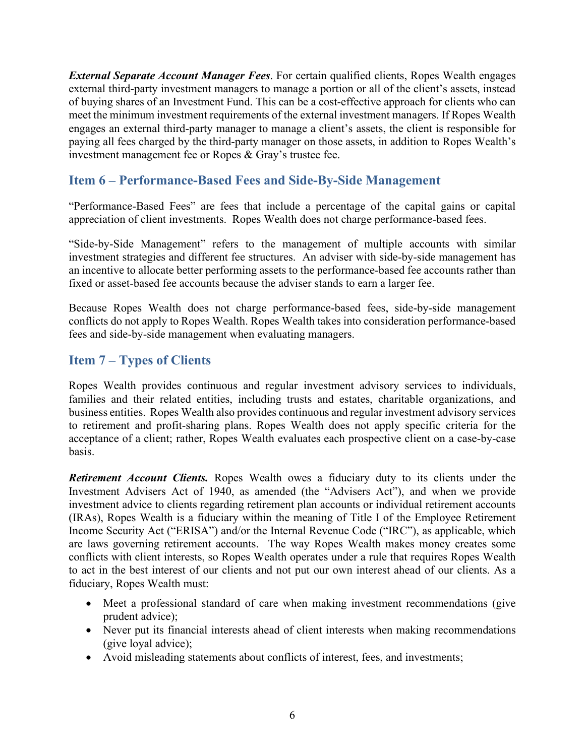***External Separate Account Manager Fees***. For certain qualified clients, Ropes Wealth engages external third-party investment managers to manage a portion or all of the client's assets, instead of buying shares of an Investment Fund. This can be a cost-effective approach for clients who can meet the minimum investment requirements of the external investment managers. If Ropes Wealth engages an external third-party manager to manage a client's assets, the client is responsible for paying all fees charged by the third-party manager on those assets, in addition to Ropes Wealth's investment management fee or Ropes & Gray's trustee fee.

## Item 6 – Performance-Based Fees and Side-By-Side Management

"Performance-Based Fees" are fees that include a percentage of the capital gains or capital appreciation of client investments. Ropes Wealth does not charge performance-based fees.

"Side-by-Side Management" refers to the management of multiple accounts with similar investment strategies and different fee structures. An adviser with side-by-side management has an incentive to allocate better performing assets to the performance-based fee accounts rather than fixed or asset-based fee accounts because the adviser stands to earn a larger fee.

Because Ropes Wealth does not charge performance-based fees, side-by-side management conflicts do not apply to Ropes Wealth. Ropes Wealth takes into consideration performance-based fees and side-by-side management when evaluating managers.

## Item 7 – Types of Clients

Ropes Wealth provides continuous and regular investment advisory services to individuals, families and their related entities, including trusts and estates, charitable organizations, and business entities. Ropes Wealth also provides continuous and regular investment advisory services to retirement and profit-sharing plans. Ropes Wealth does not apply specific criteria for the acceptance of a client; rather, Ropes Wealth evaluates each prospective client on a case-by-case basis.

***Retirement Account Clients.*** Ropes Wealth owes a fiduciary duty to its clients under the Investment Advisers Act of 1940, as amended (the "Advisers Act"), and when we provide investment advice to clients regarding retirement plan accounts or individual retirement accounts (IRAs), Ropes Wealth is a fiduciary within the meaning of Title I of the Employee Retirement Income Security Act ("ERISA") and/or the Internal Revenue Code ("IRC"), as applicable, which are laws governing retirement accounts. The way Ropes Wealth makes money creates some conflicts with client interests, so Ropes Wealth operates under a rule that requires Ropes Wealth to act in the best interest of our clients and not put our own interest ahead of our clients. As a fiduciary, Ropes Wealth must:

- Meet a professional standard of care when making investment recommendations (give prudent advice);
- Never put its financial interests ahead of client interests when making recommendations (give loyal advice);
- Avoid misleading statements about conflicts of interest, fees, and investments;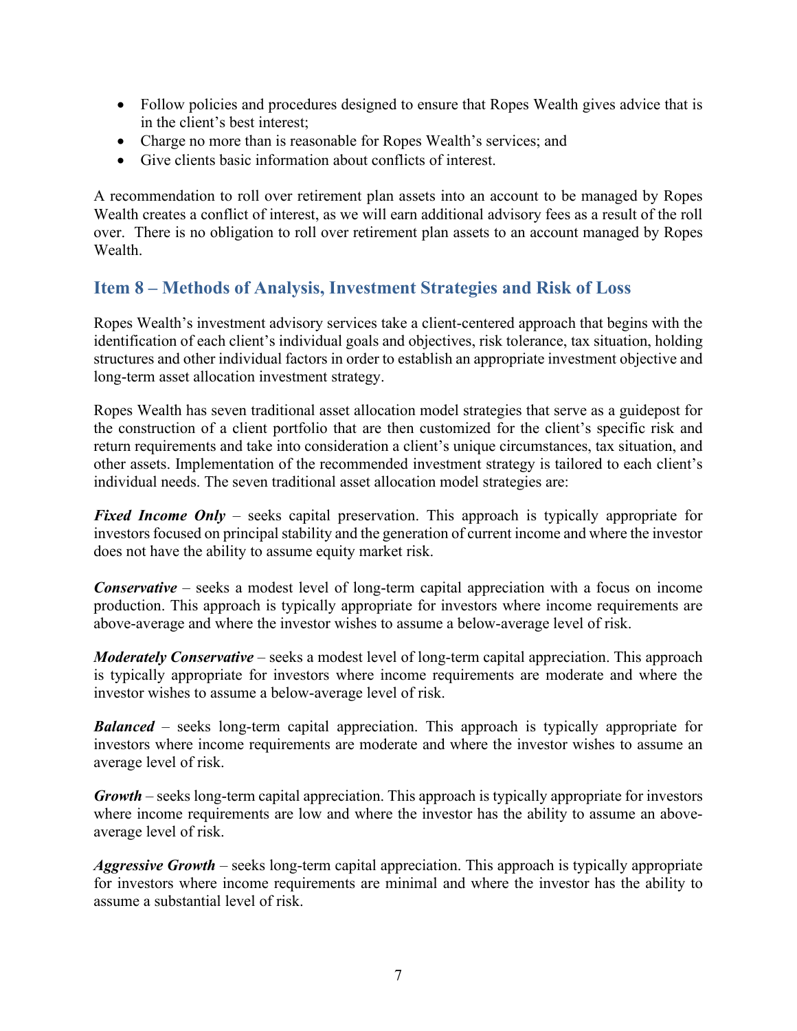- Follow policies and procedures designed to ensure that Ropes Wealth gives advice that is in the client's best interest;
- Charge no more than is reasonable for Ropes Wealth's services; and
- Give clients basic information about conflicts of interest.

A recommendation to roll over retirement plan assets into an account to be managed by Ropes Wealth creates a conflict of interest, as we will earn additional advisory fees as a result of the roll over. There is no obligation to roll over retirement plan assets to an account managed by Ropes Wealth.

## Item 8 – Methods of Analysis, Investment Strategies and Risk of Loss

Ropes Wealth's investment advisory services take a client-centered approach that begins with the identification of each client's individual goals and objectives, risk tolerance, tax situation, holding structures and other individual factors in order to establish an appropriate investment objective and long-term asset allocation investment strategy.

Ropes Wealth has seven traditional asset allocation model strategies that serve as a guidepost for the construction of a client portfolio that are then customized for the client's specific risk and return requirements and take into consideration a client's unique circumstances, tax situation, and other assets. Implementation of the recommended investment strategy is tailored to each client's individual needs. The seven traditional asset allocation model strategies are:

***Fixed Income Only*** – seeks capital preservation. This approach is typically appropriate for investors focused on principal stability and the generation of current income and where the investor does not have the ability to assume equity market risk.

***Conservative*** – seeks a modest level of long-term capital appreciation with a focus on income production. This approach is typically appropriate for investors where income requirements are above-average and where the investor wishes to assume a below-average level of risk.

***Moderately Conservative*** – seeks a modest level of long-term capital appreciation. This approach is typically appropriate for investors where income requirements are moderate and where the investor wishes to assume a below-average level of risk.

***Balanced*** – seeks long-term capital appreciation. This approach is typically appropriate for investors where income requirements are moderate and where the investor wishes to assume an average level of risk.

***Growth*** – seeks long-term capital appreciation. This approach is typically appropriate for investors where income requirements are low and where the investor has the ability to assume an above-average level of risk.

***Aggressive Growth*** – seeks long-term capital appreciation. This approach is typically appropriate for investors where income requirements are minimal and where the investor has the ability to assume a substantial level of risk.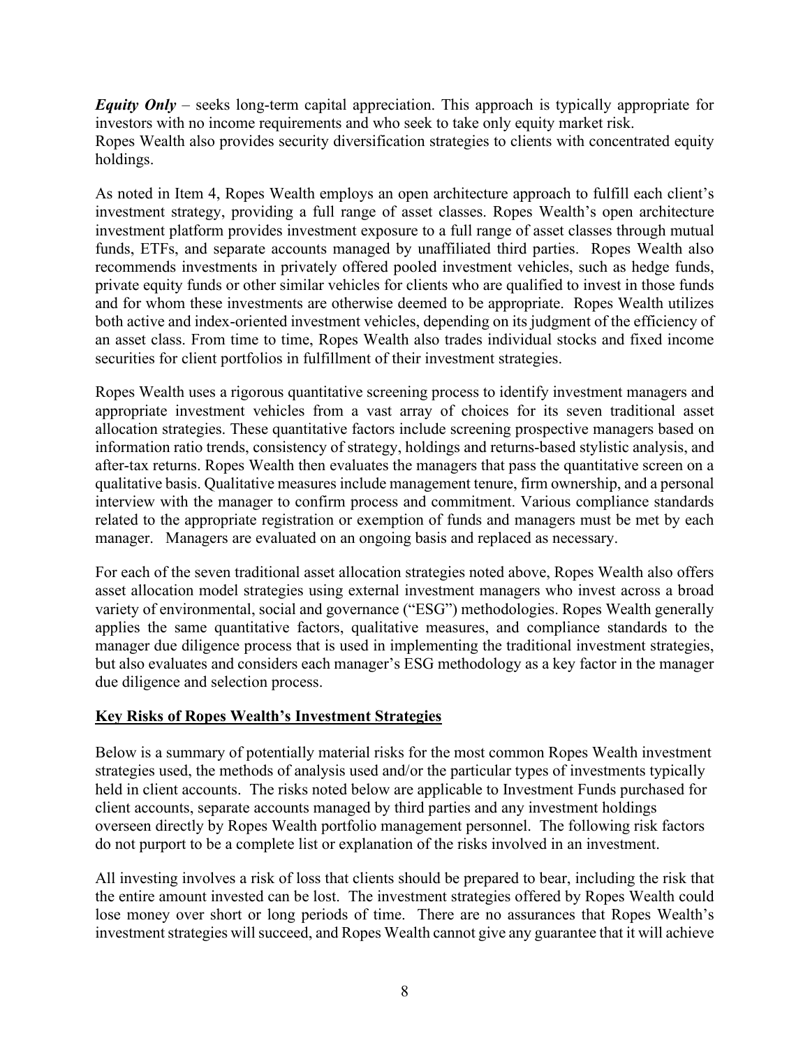***Equity Only*** – seeks long-term capital appreciation. This approach is typically appropriate for investors with no income requirements and who seek to take only equity market risk.
Ropes Wealth also provides security diversification strategies to clients with concentrated equity holdings.

As noted in Item 4, Ropes Wealth employs an open architecture approach to fulfill each client's investment strategy, providing a full range of asset classes. Ropes Wealth's open architecture investment platform provides investment exposure to a full range of asset classes through mutual funds, ETFs, and separate accounts managed by unaffiliated third parties. Ropes Wealth also recommends investments in privately offered pooled investment vehicles, such as hedge funds, private equity funds or other similar vehicles for clients who are qualified to invest in those funds and for whom these investments are otherwise deemed to be appropriate. Ropes Wealth utilizes both active and index-oriented investment vehicles, depending on its judgment of the efficiency of an asset class. From time to time, Ropes Wealth also trades individual stocks and fixed income securities for client portfolios in fulfillment of their investment strategies.

Ropes Wealth uses a rigorous quantitative screening process to identify investment managers and appropriate investment vehicles from a vast array of choices for its seven traditional asset allocation strategies. These quantitative factors include screening prospective managers based on information ratio trends, consistency of strategy, holdings and returns-based stylistic analysis, and after-tax returns. Ropes Wealth then evaluates the managers that pass the quantitative screen on a qualitative basis. Qualitative measures include management tenure, firm ownership, and a personal interview with the manager to confirm process and commitment. Various compliance standards related to the appropriate registration or exemption of funds and managers must be met by each manager. Managers are evaluated on an ongoing basis and replaced as necessary.

For each of the seven traditional asset allocation strategies noted above, Ropes Wealth also offers asset allocation model strategies using external investment managers who invest across a broad variety of environmental, social and governance ("ESG") methodologies. Ropes Wealth generally applies the same quantitative factors, qualitative measures, and compliance standards to the manager due diligence process that is used in implementing the traditional investment strategies, but also evaluates and considers each manager's ESG methodology as a key factor in the manager due diligence and selection process.

## Key Risks of Ropes Wealth's Investment Strategies

Below is a summary of potentially material risks for the most common Ropes Wealth investment strategies used, the methods of analysis used and/or the particular types of investments typically held in client accounts. The risks noted below are applicable to Investment Funds purchased for client accounts, separate accounts managed by third parties and any investment holdings overseen directly by Ropes Wealth portfolio management personnel. The following risk factors do not purport to be a complete list or explanation of the risks involved in an investment.

All investing involves a risk of loss that clients should be prepared to bear, including the risk that the entire amount invested can be lost. The investment strategies offered by Ropes Wealth could lose money over short or long periods of time. There are no assurances that Ropes Wealth's investment strategies will succeed, and Ropes Wealth cannot give any guarantee that it will achieve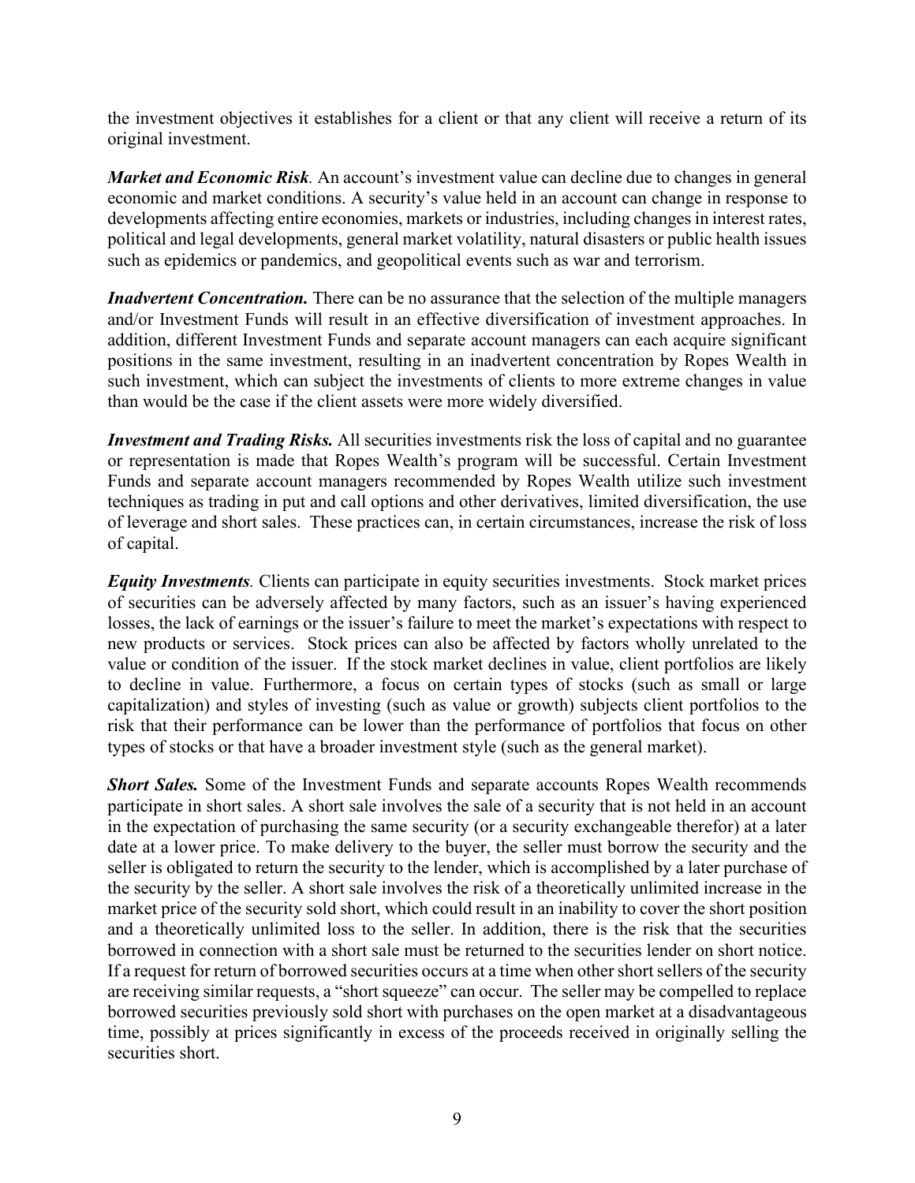the investment objectives it establishes for a client or that any client will receive a return of its original investment.

***Market and Economic Risk****.* An account's investment value can decline due to changes in general economic and market conditions. A security's value held in an account can change in response to developments affecting entire economies, markets or industries, including changes in interest rates, political and legal developments, general market volatility, natural disasters or public health issues such as epidemics or pandemics, and geopolitical events such as war and terrorism.

***Inadvertent Concentration.*** There can be no assurance that the selection of the multiple managers and/or Investment Funds will result in an effective diversification of investment approaches. In addition, different Investment Funds and separate account managers can each acquire significant positions in the same investment, resulting in an inadvertent concentration by Ropes Wealth in such investment, which can subject the investments of clients to more extreme changes in value than would be the case if the client assets were more widely diversified.

***Investment and Trading Risks.*** All securities investments risk the loss of capital and no guarantee or representation is made that Ropes Wealth's program will be successful. Certain Investment Funds and separate account managers recommended by Ropes Wealth utilize such investment techniques as trading in put and call options and other derivatives, limited diversification, the use of leverage and short sales. These practices can, in certain circumstances, increase the risk of loss of capital.

***Equity Investments****.* Clients can participate in equity securities investments. Stock market prices of securities can be adversely affected by many factors, such as an issuer's having experienced losses, the lack of earnings or the issuer's failure to meet the market's expectations with respect to new products or services. Stock prices can also be affected by factors wholly unrelated to the value or condition of the issuer. If the stock market declines in value, client portfolios are likely to decline in value. Furthermore, a focus on certain types of stocks (such as small or large capitalization) and styles of investing (such as value or growth) subjects client portfolios to the risk that their performance can be lower than the performance of portfolios that focus on other types of stocks or that have a broader investment style (such as the general market).

***Short Sales.*** Some of the Investment Funds and separate accounts Ropes Wealth recommends participate in short sales. A short sale involves the sale of a security that is not held in an account in the expectation of purchasing the same security (or a security exchangeable therefor) at a later date at a lower price. To make delivery to the buyer, the seller must borrow the security and the seller is obligated to return the security to the lender, which is accomplished by a later purchase of the security by the seller. A short sale involves the risk of a theoretically unlimited increase in the market price of the security sold short, which could result in an inability to cover the short position and a theoretically unlimited loss to the seller. In addition, there is the risk that the securities borrowed in connection with a short sale must be returned to the securities lender on short notice. If a request for return of borrowed securities occurs at a time when other short sellers of the security are receiving similar requests, a "short squeeze" can occur. The seller may be compelled to replace borrowed securities previously sold short with purchases on the open market at a disadvantageous time, possibly at prices significantly in excess of the proceeds received in originally selling the securities short.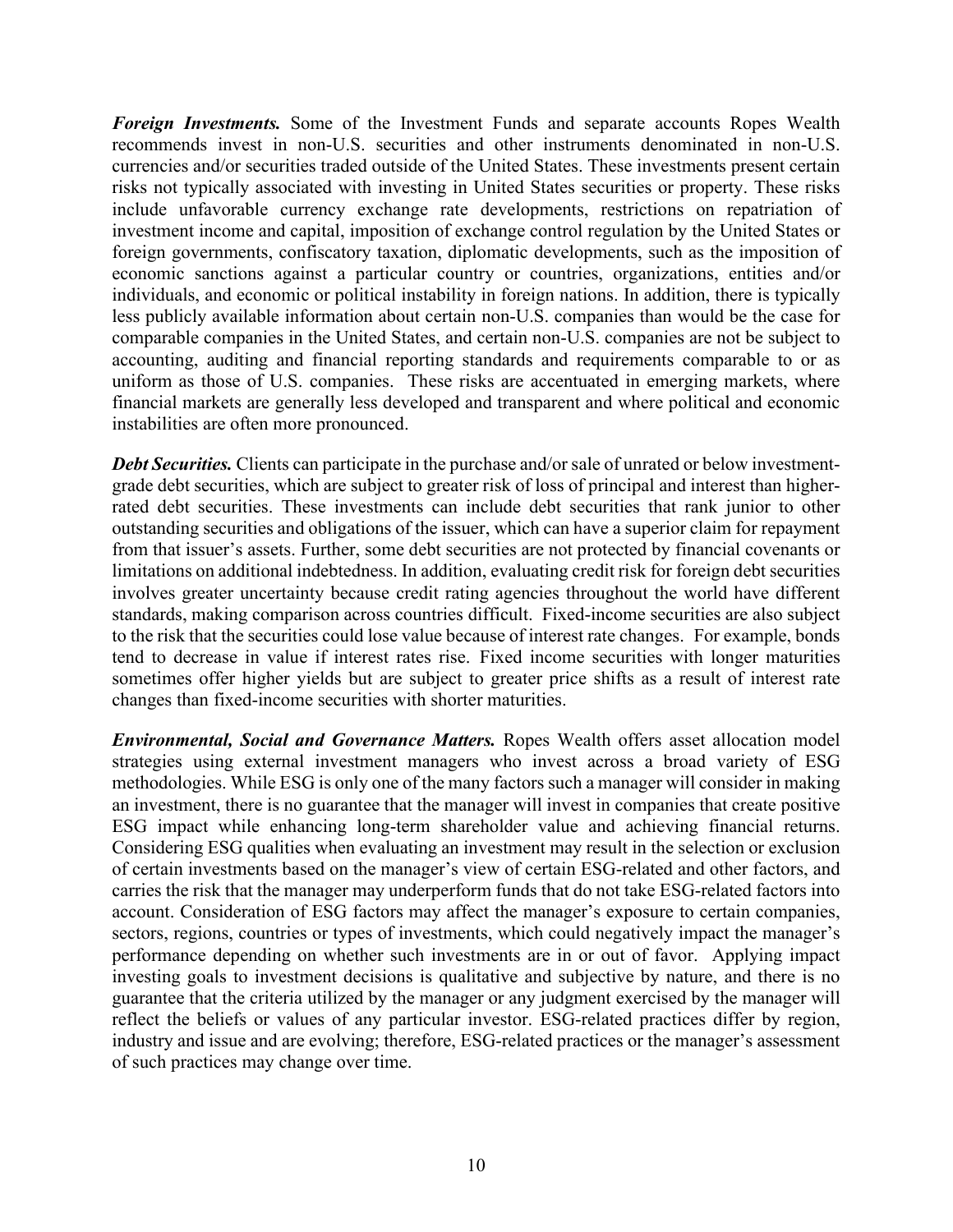***Foreign Investments.*** Some of the Investment Funds and separate accounts Ropes Wealth recommends invest in non-U.S. securities and other instruments denominated in non-U.S. currencies and/or securities traded outside of the United States. These investments present certain risks not typically associated with investing in United States securities or property. These risks include unfavorable currency exchange rate developments, restrictions on repatriation of investment income and capital, imposition of exchange control regulation by the United States or foreign governments, confiscatory taxation, diplomatic developments, such as the imposition of economic sanctions against a particular country or countries, organizations, entities and/or individuals, and economic or political instability in foreign nations. In addition, there is typically less publicly available information about certain non-U.S. companies than would be the case for comparable companies in the United States, and certain non-U.S. companies are not be subject to accounting, auditing and financial reporting standards and requirements comparable to or as uniform as those of U.S. companies. These risks are accentuated in emerging markets, where financial markets are generally less developed and transparent and where political and economic instabilities are often more pronounced.

***Debt Securities.*** Clients can participate in the purchase and/or sale of unrated or below investment-grade debt securities, which are subject to greater risk of loss of principal and interest than higher-rated debt securities. These investments can include debt securities that rank junior to other outstanding securities and obligations of the issuer, which can have a superior claim for repayment from that issuer's assets. Further, some debt securities are not protected by financial covenants or limitations on additional indebtedness. In addition, evaluating credit risk for foreign debt securities involves greater uncertainty because credit rating agencies throughout the world have different standards, making comparison across countries difficult. Fixed-income securities are also subject to the risk that the securities could lose value because of interest rate changes. For example, bonds tend to decrease in value if interest rates rise. Fixed income securities with longer maturities sometimes offer higher yields but are subject to greater price shifts as a result of interest rate changes than fixed-income securities with shorter maturities.

***Environmental, Social and Governance Matters.*** Ropes Wealth offers asset allocation model strategies using external investment managers who invest across a broad variety of ESG methodologies. While ESG is only one of the many factors such a manager will consider in making an investment, there is no guarantee that the manager will invest in companies that create positive ESG impact while enhancing long-term shareholder value and achieving financial returns. Considering ESG qualities when evaluating an investment may result in the selection or exclusion of certain investments based on the manager's view of certain ESG-related and other factors, and carries the risk that the manager may underperform funds that do not take ESG-related factors into account. Consideration of ESG factors may affect the manager's exposure to certain companies, sectors, regions, countries or types of investments, which could negatively impact the manager's performance depending on whether such investments are in or out of favor. Applying impact investing goals to investment decisions is qualitative and subjective by nature, and there is no guarantee that the criteria utilized by the manager or any judgment exercised by the manager will reflect the beliefs or values of any particular investor. ESG-related practices differ by region, industry and issue and are evolving; therefore, ESG-related practices or the manager's assessment of such practices may change over time.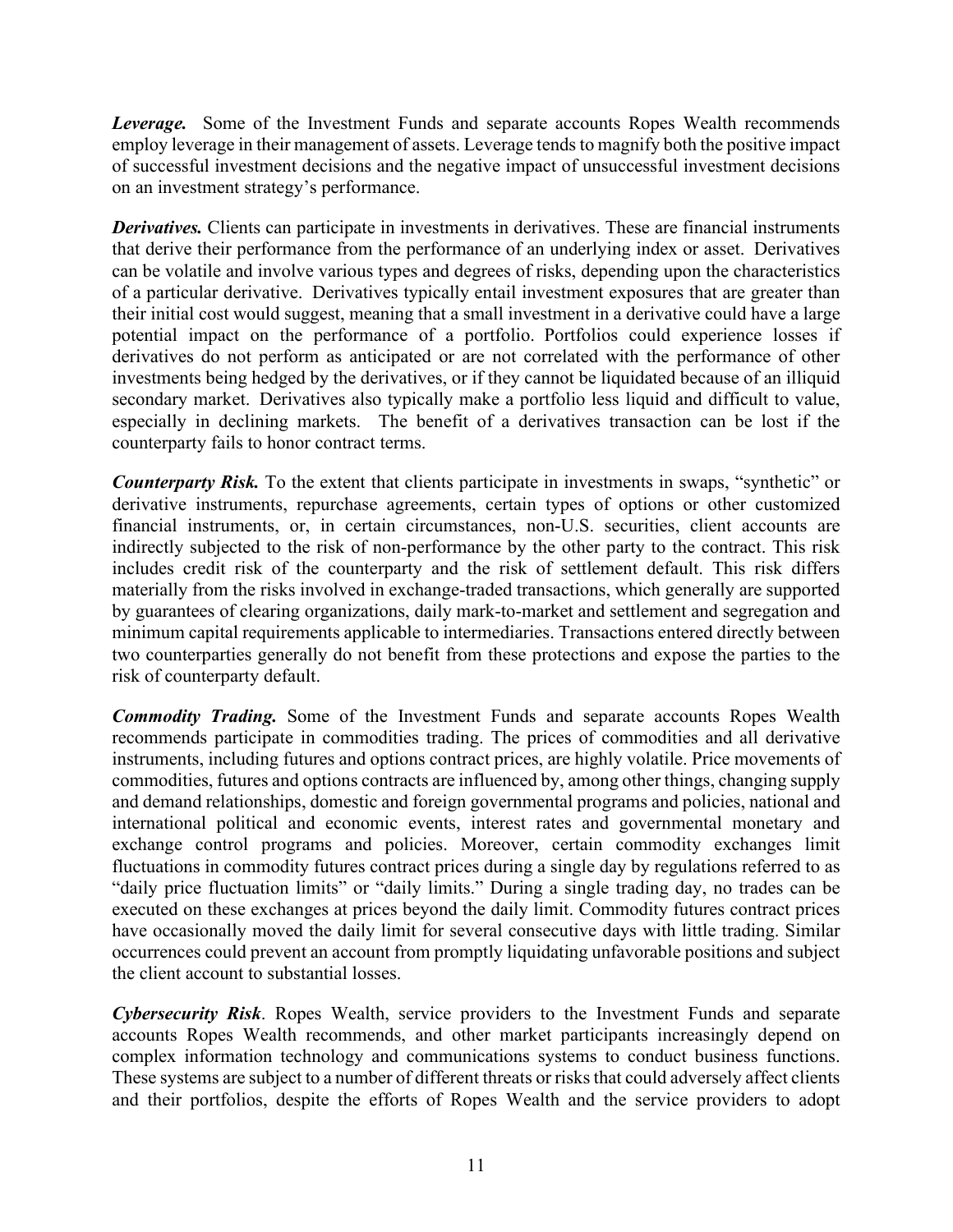***Leverage.*** Some of the Investment Funds and separate accounts Ropes Wealth recommends employ leverage in their management of assets. Leverage tends to magnify both the positive impact of successful investment decisions and the negative impact of unsuccessful investment decisions on an investment strategy's performance.

***Derivatives.*** Clients can participate in investments in derivatives. These are financial instruments that derive their performance from the performance of an underlying index or asset. Derivatives can be volatile and involve various types and degrees of risks, depending upon the characteristics of a particular derivative. Derivatives typically entail investment exposures that are greater than their initial cost would suggest, meaning that a small investment in a derivative could have a large potential impact on the performance of a portfolio. Portfolios could experience losses if derivatives do not perform as anticipated or are not correlated with the performance of other investments being hedged by the derivatives, or if they cannot be liquidated because of an illiquid secondary market. Derivatives also typically make a portfolio less liquid and difficult to value, especially in declining markets. The benefit of a derivatives transaction can be lost if the counterparty fails to honor contract terms.

***Counterparty Risk.*** To the extent that clients participate in investments in swaps, "synthetic" or derivative instruments, repurchase agreements, certain types of options or other customized financial instruments, or, in certain circumstances, non-U.S. securities, client accounts are indirectly subjected to the risk of non-performance by the other party to the contract. This risk includes credit risk of the counterparty and the risk of settlement default. This risk differs materially from the risks involved in exchange-traded transactions, which generally are supported by guarantees of clearing organizations, daily mark-to-market and settlement and segregation and minimum capital requirements applicable to intermediaries. Transactions entered directly between two counterparties generally do not benefit from these protections and expose the parties to the risk of counterparty default.

***Commodity Trading.*** Some of the Investment Funds and separate accounts Ropes Wealth recommends participate in commodities trading. The prices of commodities and all derivative instruments, including futures and options contract prices, are highly volatile. Price movements of commodities, futures and options contracts are influenced by, among other things, changing supply and demand relationships, domestic and foreign governmental programs and policies, national and international political and economic events, interest rates and governmental monetary and exchange control programs and policies. Moreover, certain commodity exchanges limit fluctuations in commodity futures contract prices during a single day by regulations referred to as "daily price fluctuation limits" or "daily limits." During a single trading day, no trades can be executed on these exchanges at prices beyond the daily limit. Commodity futures contract prices have occasionally moved the daily limit for several consecutive days with little trading. Similar occurrences could prevent an account from promptly liquidating unfavorable positions and subject the client account to substantial losses.

***Cybersecurity Risk***. Ropes Wealth, service providers to the Investment Funds and separate accounts Ropes Wealth recommends, and other market participants increasingly depend on complex information technology and communications systems to conduct business functions. These systems are subject to a number of different threats or risks that could adversely affect clients and their portfolios, despite the efforts of Ropes Wealth and the service providers to adopt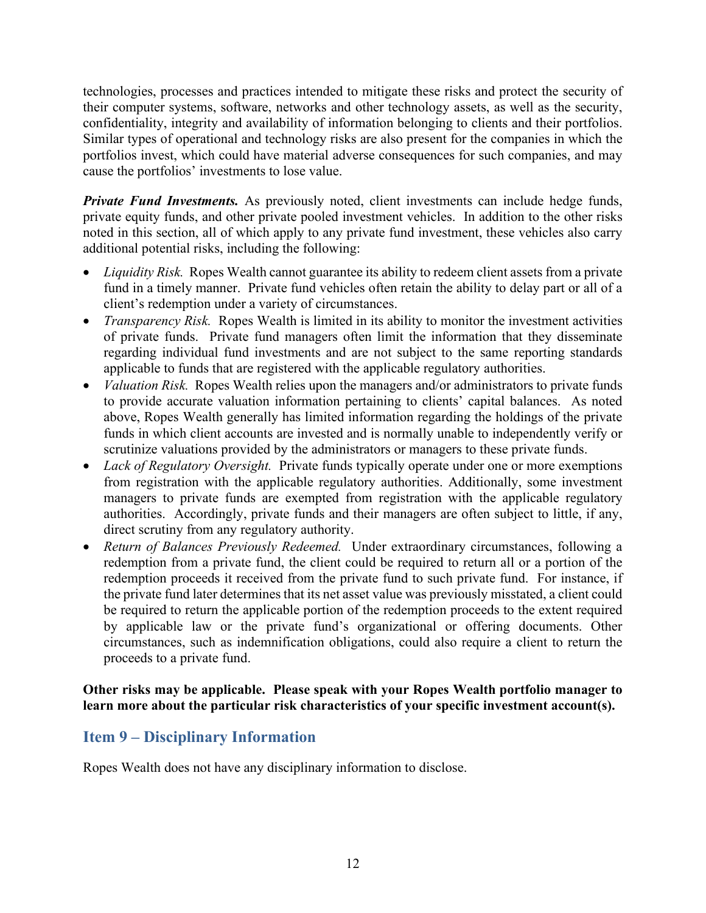technologies, processes and practices intended to mitigate these risks and protect the security of their computer systems, software, networks and other technology assets, as well as the security, confidentiality, integrity and availability of information belonging to clients and their portfolios. Similar types of operational and technology risks are also present for the companies in which the portfolios invest, which could have material adverse consequences for such companies, and may cause the portfolios' investments to lose value.

***Private Fund Investments.*** As previously noted, client investments can include hedge funds, private equity funds, and other private pooled investment vehicles. In addition to the other risks noted in this section, all of which apply to any private fund investment, these vehicles also carry additional potential risks, including the following:

- *Liquidity Risk.* Ropes Wealth cannot guarantee its ability to redeem client assets from a private fund in a timely manner. Private fund vehicles often retain the ability to delay part or all of a client's redemption under a variety of circumstances.
- *Transparency Risk.* Ropes Wealth is limited in its ability to monitor the investment activities of private funds. Private fund managers often limit the information that they disseminate regarding individual fund investments and are not subject to the same reporting standards applicable to funds that are registered with the applicable regulatory authorities.
- *Valuation Risk.* Ropes Wealth relies upon the managers and/or administrators to private funds to provide accurate valuation information pertaining to clients' capital balances. As noted above, Ropes Wealth generally has limited information regarding the holdings of the private funds in which client accounts are invested and is normally unable to independently verify or scrutinize valuations provided by the administrators or managers to these private funds.
- *Lack of Regulatory Oversight.* Private funds typically operate under one or more exemptions from registration with the applicable regulatory authorities. Additionally, some investment managers to private funds are exempted from registration with the applicable regulatory authorities. Accordingly, private funds and their managers are often subject to little, if any, direct scrutiny from any regulatory authority.
- *Return of Balances Previously Redeemed.* Under extraordinary circumstances, following a redemption from a private fund, the client could be required to return all or a portion of the redemption proceeds it received from the private fund to such private fund. For instance, if the private fund later determines that its net asset value was previously misstated, a client could be required to return the applicable portion of the redemption proceeds to the extent required by applicable law or the private fund's organizational or offering documents. Other circumstances, such as indemnification obligations, could also require a client to return the proceeds to a private fund.

**Other risks may be applicable. Please speak with your Ropes Wealth portfolio manager to learn more about the particular risk characteristics of your specific investment account(s).**

## Item 9 – Disciplinary Information

Ropes Wealth does not have any disciplinary information to disclose.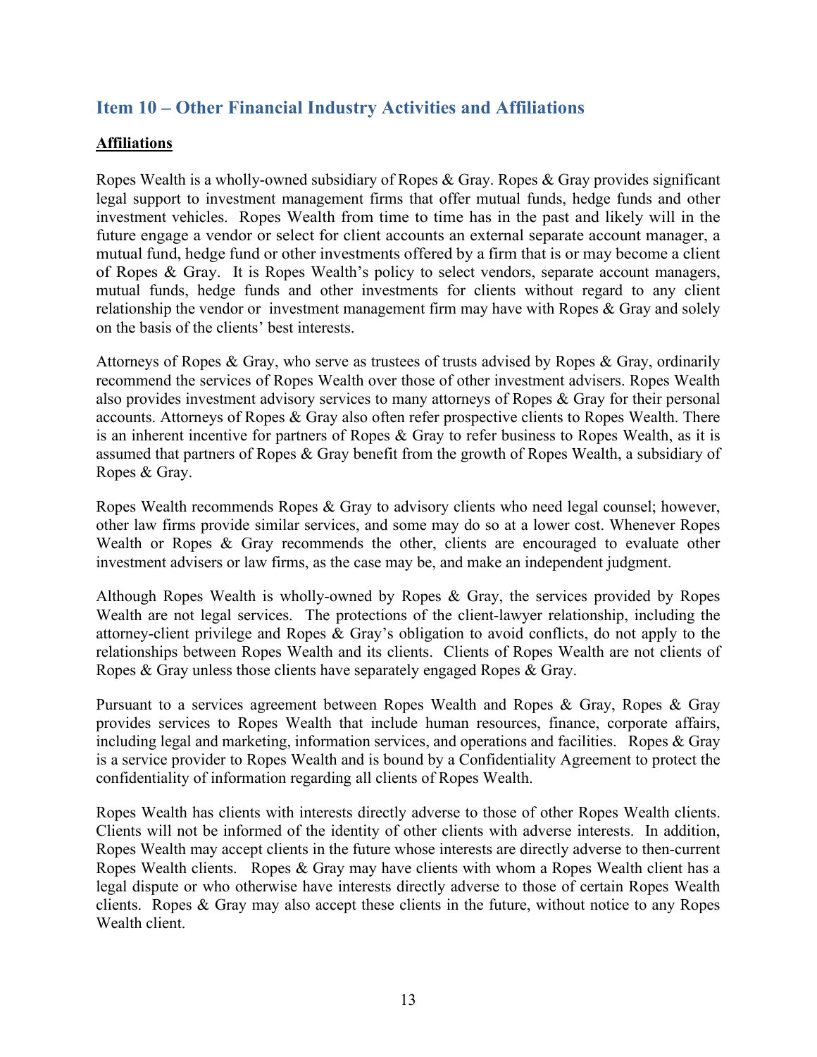## Item 10 – Other Financial Industry Activities and Affiliations

**Affiliations**

Ropes Wealth is a wholly-owned subsidiary of Ropes & Gray. Ropes & Gray provides significant legal support to investment management firms that offer mutual funds, hedge funds and other investment vehicles. Ropes Wealth from time to time has in the past and likely will in the future engage a vendor or select for client accounts an external separate account manager, a mutual fund, hedge fund or other investments offered by a firm that is or may become a client of Ropes & Gray. It is Ropes Wealth's policy to select vendors, separate account managers, mutual funds, hedge funds and other investments for clients without regard to any client relationship the vendor or investment management firm may have with Ropes & Gray and solely on the basis of the clients' best interests.

Attorneys of Ropes & Gray, who serve as trustees of trusts advised by Ropes & Gray, ordinarily recommend the services of Ropes Wealth over those of other investment advisers. Ropes Wealth also provides investment advisory services to many attorneys of Ropes & Gray for their personal accounts. Attorneys of Ropes & Gray also often refer prospective clients to Ropes Wealth. There is an inherent incentive for partners of Ropes & Gray to refer business to Ropes Wealth, as it is assumed that partners of Ropes & Gray benefit from the growth of Ropes Wealth, a subsidiary of Ropes & Gray.

Ropes Wealth recommends Ropes & Gray to advisory clients who need legal counsel; however, other law firms provide similar services, and some may do so at a lower cost. Whenever Ropes Wealth or Ropes & Gray recommends the other, clients are encouraged to evaluate other investment advisers or law firms, as the case may be, and make an independent judgment.

Although Ropes Wealth is wholly-owned by Ropes & Gray, the services provided by Ropes Wealth are not legal services. The protections of the client-lawyer relationship, including the attorney-client privilege and Ropes & Gray's obligation to avoid conflicts, do not apply to the relationships between Ropes Wealth and its clients. Clients of Ropes Wealth are not clients of Ropes & Gray unless those clients have separately engaged Ropes & Gray.

Pursuant to a services agreement between Ropes Wealth and Ropes & Gray, Ropes & Gray provides services to Ropes Wealth that include human resources, finance, corporate affairs, including legal and marketing, information services, and operations and facilities. Ropes & Gray is a service provider to Ropes Wealth and is bound by a Confidentiality Agreement to protect the confidentiality of information regarding all clients of Ropes Wealth.

Ropes Wealth has clients with interests directly adverse to those of other Ropes Wealth clients. Clients will not be informed of the identity of other clients with adverse interests. In addition, Ropes Wealth may accept clients in the future whose interests are directly adverse to then-current Ropes Wealth clients. Ropes & Gray may have clients with whom a Ropes Wealth client has a legal dispute or who otherwise have interests directly adverse to those of certain Ropes Wealth clients. Ropes & Gray may also accept these clients in the future, without notice to any Ropes Wealth client.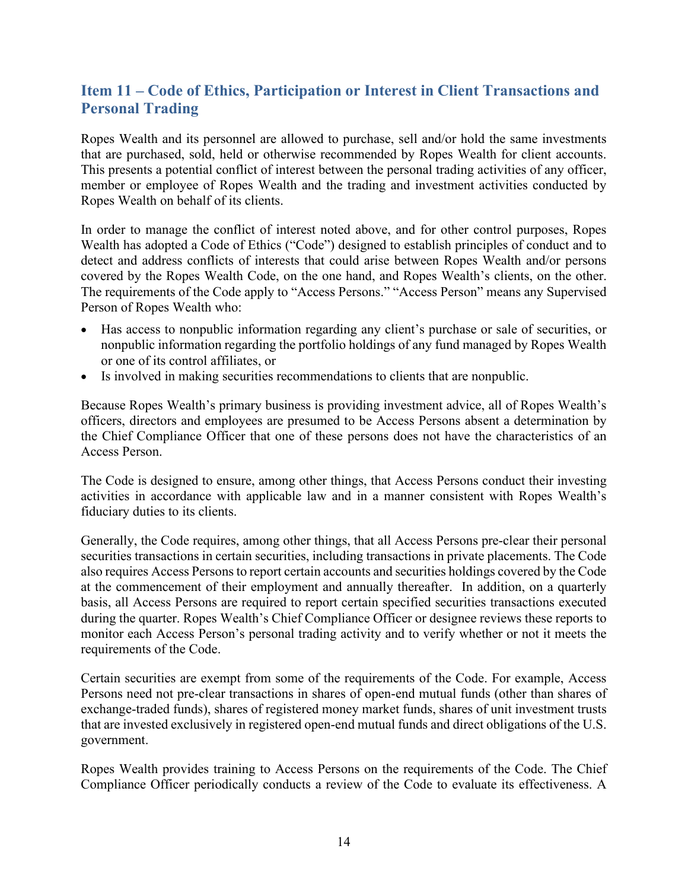## Item 11 – Code of Ethics, Participation or Interest in Client Transactions and Personal Trading

Ropes Wealth and its personnel are allowed to purchase, sell and/or hold the same investments that are purchased, sold, held or otherwise recommended by Ropes Wealth for client accounts. This presents a potential conflict of interest between the personal trading activities of any officer, member or employee of Ropes Wealth and the trading and investment activities conducted by Ropes Wealth on behalf of its clients.

In order to manage the conflict of interest noted above, and for other control purposes, Ropes Wealth has adopted a Code of Ethics ("Code") designed to establish principles of conduct and to detect and address conflicts of interests that could arise between Ropes Wealth and/or persons covered by the Ropes Wealth Code, on the one hand, and Ropes Wealth's clients, on the other. The requirements of the Code apply to "Access Persons." "Access Person" means any Supervised Person of Ropes Wealth who:

- Has access to nonpublic information regarding any client's purchase or sale of securities, or nonpublic information regarding the portfolio holdings of any fund managed by Ropes Wealth or one of its control affiliates, or
- Is involved in making securities recommendations to clients that are nonpublic.

Because Ropes Wealth's primary business is providing investment advice, all of Ropes Wealth's officers, directors and employees are presumed to be Access Persons absent a determination by the Chief Compliance Officer that one of these persons does not have the characteristics of an Access Person.

The Code is designed to ensure, among other things, that Access Persons conduct their investing activities in accordance with applicable law and in a manner consistent with Ropes Wealth's fiduciary duties to its clients.

Generally, the Code requires, among other things, that all Access Persons pre-clear their personal securities transactions in certain securities, including transactions in private placements. The Code also requires Access Persons to report certain accounts and securities holdings covered by the Code at the commencement of their employment and annually thereafter. In addition, on a quarterly basis, all Access Persons are required to report certain specified securities transactions executed during the quarter. Ropes Wealth's Chief Compliance Officer or designee reviews these reports to monitor each Access Person's personal trading activity and to verify whether or not it meets the requirements of the Code.

Certain securities are exempt from some of the requirements of the Code. For example, Access Persons need not pre-clear transactions in shares of open-end mutual funds (other than shares of exchange-traded funds), shares of registered money market funds, shares of unit investment trusts that are invested exclusively in registered open-end mutual funds and direct obligations of the U.S. government.

Ropes Wealth provides training to Access Persons on the requirements of the Code. The Chief Compliance Officer periodically conducts a review of the Code to evaluate its effectiveness. A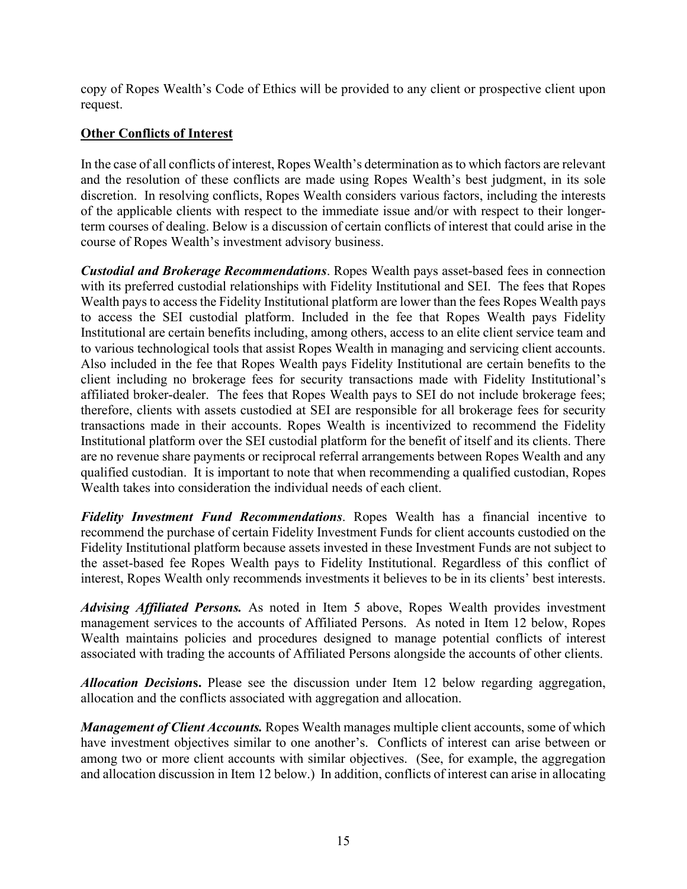copy of Ropes Wealth's Code of Ethics will be provided to any client or prospective client upon request.

**Other Conflicts of Interest**

In the case of all conflicts of interest, Ropes Wealth's determination as to which factors are relevant and the resolution of these conflicts are made using Ropes Wealth's best judgment, in its sole discretion. In resolving conflicts, Ropes Wealth considers various factors, including the interests of the applicable clients with respect to the immediate issue and/or with respect to their longer-term courses of dealing. Below is a discussion of certain conflicts of interest that could arise in the course of Ropes Wealth's investment advisory business.

***Custodial and Brokerage Recommendations***. Ropes Wealth pays asset-based fees in connection with its preferred custodial relationships with Fidelity Institutional and SEI. The fees that Ropes Wealth pays to access the Fidelity Institutional platform are lower than the fees Ropes Wealth pays to access the SEI custodial platform. Included in the fee that Ropes Wealth pays Fidelity Institutional are certain benefits including, among others, access to an elite client service team and to various technological tools that assist Ropes Wealth in managing and servicing client accounts. Also included in the fee that Ropes Wealth pays Fidelity Institutional are certain benefits to the client including no brokerage fees for security transactions made with Fidelity Institutional's affiliated broker-dealer. The fees that Ropes Wealth pays to SEI do not include brokerage fees; therefore, clients with assets custodied at SEI are responsible for all brokerage fees for security transactions made in their accounts. Ropes Wealth is incentivized to recommend the Fidelity Institutional platform over the SEI custodial platform for the benefit of itself and its clients. There are no revenue share payments or reciprocal referral arrangements between Ropes Wealth and any qualified custodian. It is important to note that when recommending a qualified custodian, Ropes Wealth takes into consideration the individual needs of each client.

***Fidelity Investment Fund Recommendations***. Ropes Wealth has a financial incentive to recommend the purchase of certain Fidelity Investment Funds for client accounts custodied on the Fidelity Institutional platform because assets invested in these Investment Funds are not subject to the asset-based fee Ropes Wealth pays to Fidelity Institutional. Regardless of this conflict of interest, Ropes Wealth only recommends investments it believes to be in its clients' best interests.

***Advising Affiliated Persons.*** As noted in Item 5 above, Ropes Wealth provides investment management services to the accounts of Affiliated Persons. As noted in Item 12 below, Ropes Wealth maintains policies and procedures designed to manage potential conflicts of interest associated with trading the accounts of Affiliated Persons alongside the accounts of other clients.

***Allocation Decisions*****.** Please see the discussion under Item 12 below regarding aggregation, allocation and the conflicts associated with aggregation and allocation.

***Management of Client Accounts.*** Ropes Wealth manages multiple client accounts, some of which have investment objectives similar to one another's. Conflicts of interest can arise between or among two or more client accounts with similar objectives. (See, for example, the aggregation and allocation discussion in Item 12 below.) In addition, conflicts of interest can arise in allocating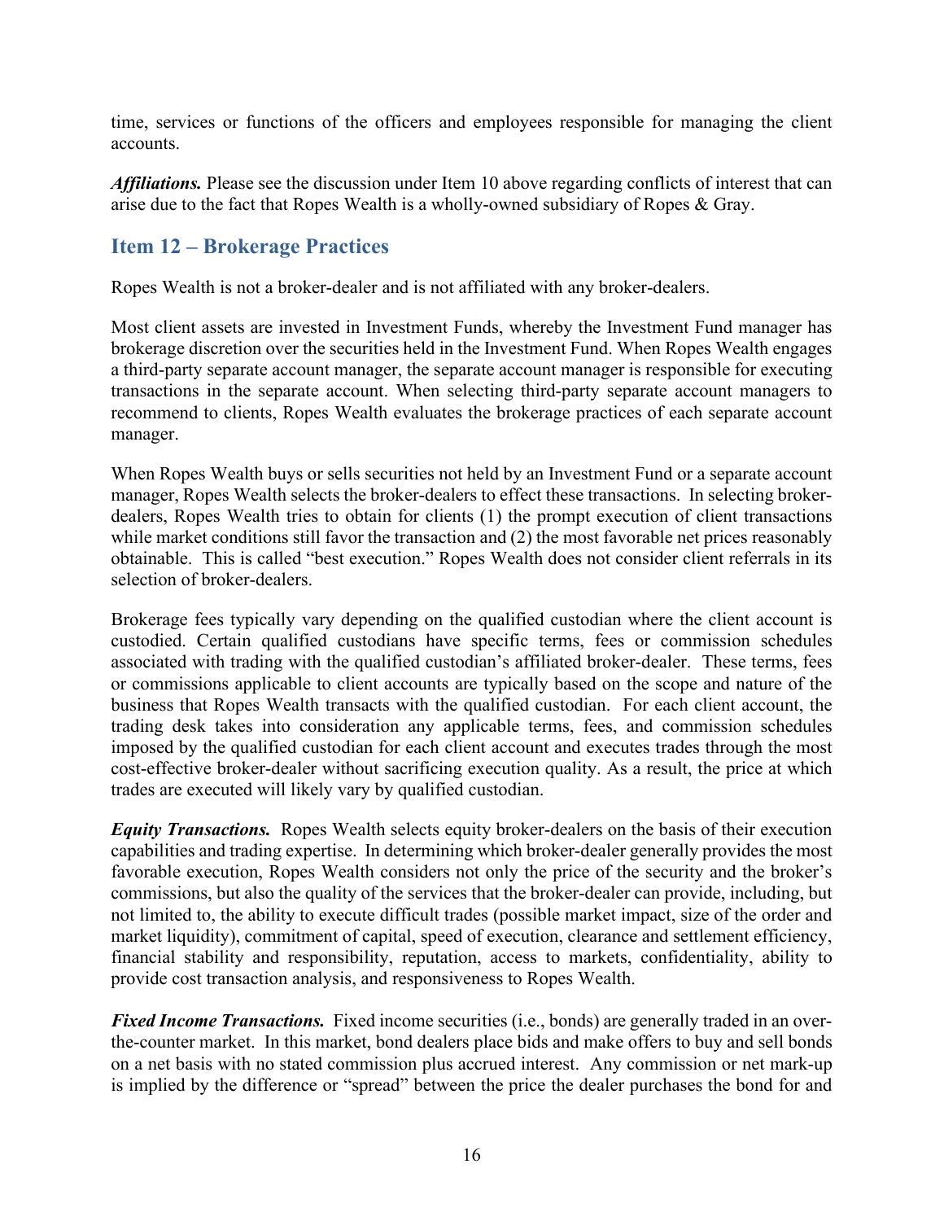time, services or functions of the officers and employees responsible for managing the client accounts.

***Affiliations.*** Please see the discussion under Item 10 above regarding conflicts of interest that can arise due to the fact that Ropes Wealth is a wholly-owned subsidiary of Ropes & Gray.

## Item 12 – Brokerage Practices

Ropes Wealth is not a broker-dealer and is not affiliated with any broker-dealers.

Most client assets are invested in Investment Funds, whereby the Investment Fund manager has brokerage discretion over the securities held in the Investment Fund. When Ropes Wealth engages a third-party separate account manager, the separate account manager is responsible for executing transactions in the separate account. When selecting third-party separate account managers to recommend to clients, Ropes Wealth evaluates the brokerage practices of each separate account manager.

When Ropes Wealth buys or sells securities not held by an Investment Fund or a separate account manager, Ropes Wealth selects the broker-dealers to effect these transactions. In selecting broker-dealers, Ropes Wealth tries to obtain for clients (1) the prompt execution of client transactions while market conditions still favor the transaction and (2) the most favorable net prices reasonably obtainable. This is called "best execution." Ropes Wealth does not consider client referrals in its selection of broker-dealers.

Brokerage fees typically vary depending on the qualified custodian where the client account is custodied. Certain qualified custodians have specific terms, fees or commission schedules associated with trading with the qualified custodian's affiliated broker-dealer. These terms, fees or commissions applicable to client accounts are typically based on the scope and nature of the business that Ropes Wealth transacts with the qualified custodian. For each client account, the trading desk takes into consideration any applicable terms, fees, and commission schedules imposed by the qualified custodian for each client account and executes trades through the most cost-effective broker-dealer without sacrificing execution quality. As a result, the price at which trades are executed will likely vary by qualified custodian.

***Equity Transactions.*** Ropes Wealth selects equity broker-dealers on the basis of their execution capabilities and trading expertise. In determining which broker-dealer generally provides the most favorable execution, Ropes Wealth considers not only the price of the security and the broker's commissions, but also the quality of the services that the broker-dealer can provide, including, but not limited to, the ability to execute difficult trades (possible market impact, size of the order and market liquidity), commitment of capital, speed of execution, clearance and settlement efficiency, financial stability and responsibility, reputation, access to markets, confidentiality, ability to provide cost transaction analysis, and responsiveness to Ropes Wealth.

***Fixed Income Transactions.*** Fixed income securities (i.e., bonds) are generally traded in an over-the-counter market. In this market, bond dealers place bids and make offers to buy and sell bonds on a net basis with no stated commission plus accrued interest. Any commission or net mark-up is implied by the difference or "spread" between the price the dealer purchases the bond for and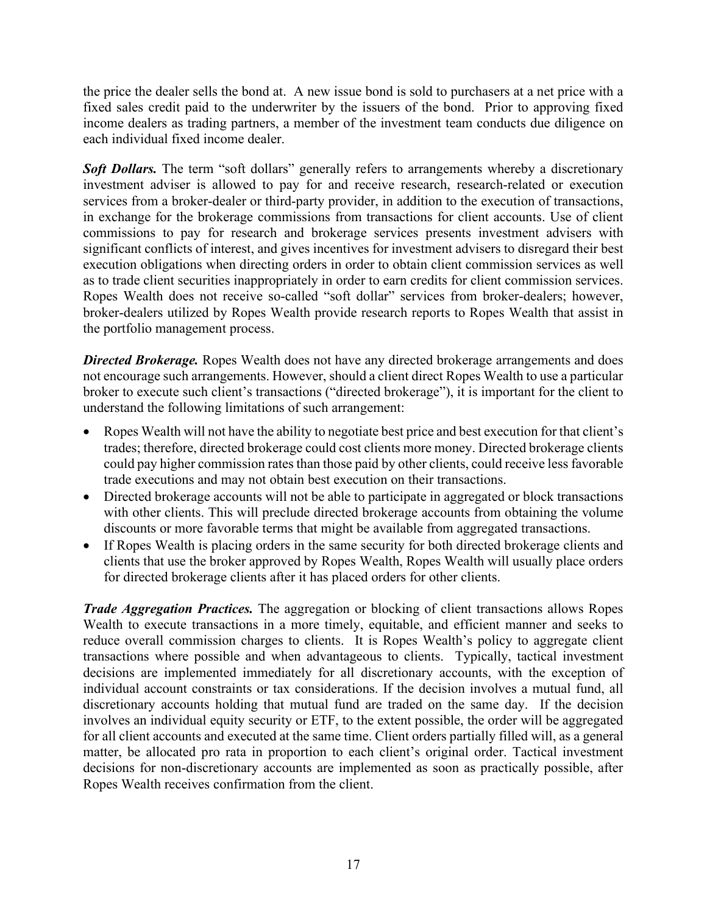the price the dealer sells the bond at. A new issue bond is sold to purchasers at a net price with a fixed sales credit paid to the underwriter by the issuers of the bond. Prior to approving fixed income dealers as trading partners, a member of the investment team conducts due diligence on each individual fixed income dealer.

***Soft Dollars.*** The term "soft dollars" generally refers to arrangements whereby a discretionary investment adviser is allowed to pay for and receive research, research-related or execution services from a broker-dealer or third-party provider, in addition to the execution of transactions, in exchange for the brokerage commissions from transactions for client accounts. Use of client commissions to pay for research and brokerage services presents investment advisers with significant conflicts of interest, and gives incentives for investment advisers to disregard their best execution obligations when directing orders in order to obtain client commission services as well as to trade client securities inappropriately in order to earn credits for client commission services. Ropes Wealth does not receive so-called "soft dollar" services from broker-dealers; however, broker-dealers utilized by Ropes Wealth provide research reports to Ropes Wealth that assist in the portfolio management process.

***Directed Brokerage.*** Ropes Wealth does not have any directed brokerage arrangements and does not encourage such arrangements. However, should a client direct Ropes Wealth to use a particular broker to execute such client's transactions ("directed brokerage"), it is important for the client to understand the following limitations of such arrangement:

- Ropes Wealth will not have the ability to negotiate best price and best execution for that client's trades; therefore, directed brokerage could cost clients more money. Directed brokerage clients could pay higher commission rates than those paid by other clients, could receive less favorable trade executions and may not obtain best execution on their transactions.
- Directed brokerage accounts will not be able to participate in aggregated or block transactions with other clients. This will preclude directed brokerage accounts from obtaining the volume discounts or more favorable terms that might be available from aggregated transactions.
- If Ropes Wealth is placing orders in the same security for both directed brokerage clients and clients that use the broker approved by Ropes Wealth, Ropes Wealth will usually place orders for directed brokerage clients after it has placed orders for other clients.

***Trade Aggregation Practices.*** The aggregation or blocking of client transactions allows Ropes Wealth to execute transactions in a more timely, equitable, and efficient manner and seeks to reduce overall commission charges to clients. It is Ropes Wealth's policy to aggregate client transactions where possible and when advantageous to clients. Typically, tactical investment decisions are implemented immediately for all discretionary accounts, with the exception of individual account constraints or tax considerations. If the decision involves a mutual fund, all discretionary accounts holding that mutual fund are traded on the same day. If the decision involves an individual equity security or ETF, to the extent possible, the order will be aggregated for all client accounts and executed at the same time. Client orders partially filled will, as a general matter, be allocated pro rata in proportion to each client's original order. Tactical investment decisions for non-discretionary accounts are implemented as soon as practically possible, after Ropes Wealth receives confirmation from the client.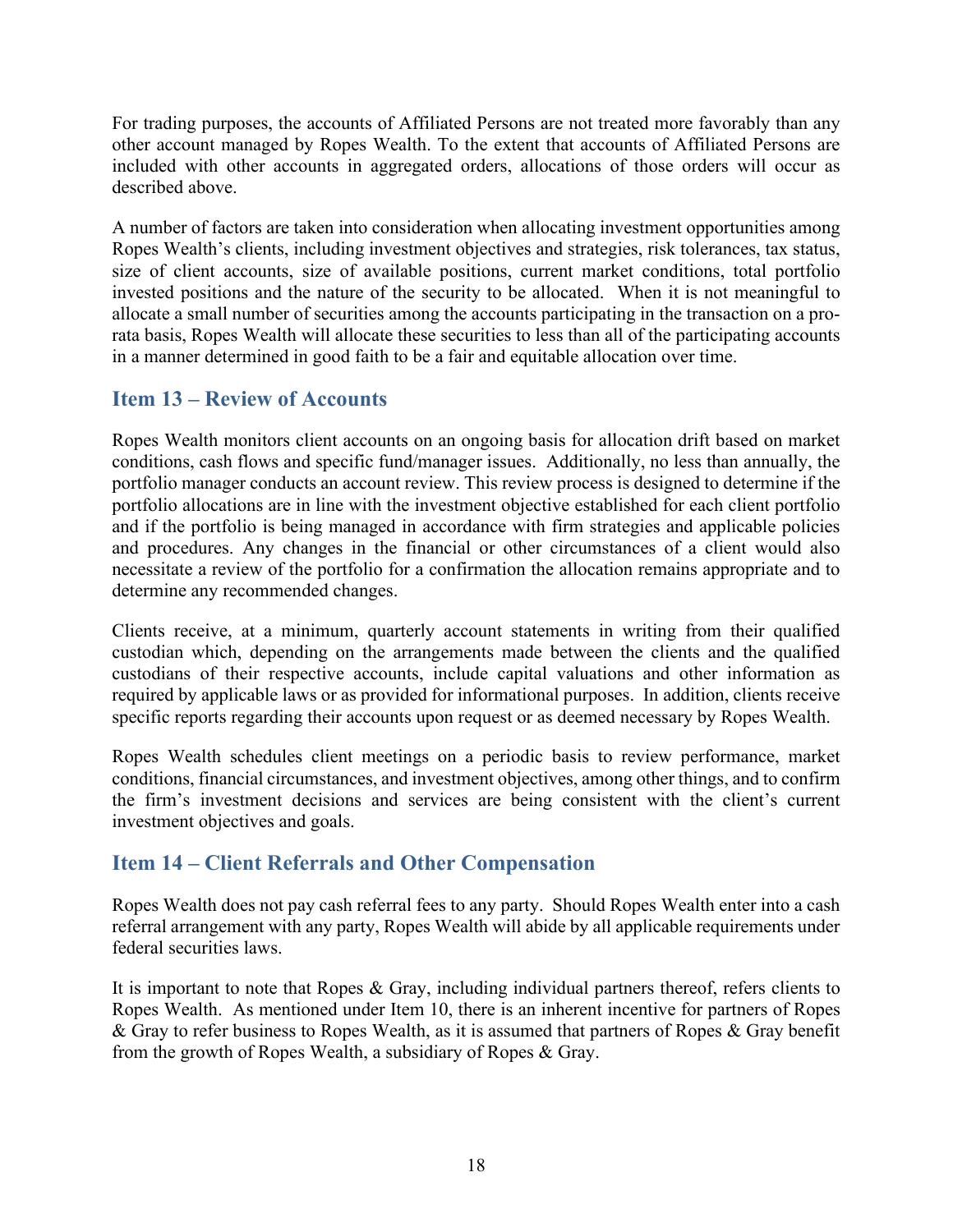For trading purposes, the accounts of Affiliated Persons are not treated more favorably than any other account managed by Ropes Wealth. To the extent that accounts of Affiliated Persons are included with other accounts in aggregated orders, allocations of those orders will occur as described above.

A number of factors are taken into consideration when allocating investment opportunities among Ropes Wealth's clients, including investment objectives and strategies, risk tolerances, tax status, size of client accounts, size of available positions, current market conditions, total portfolio invested positions and the nature of the security to be allocated. When it is not meaningful to allocate a small number of securities among the accounts participating in the transaction on a pro-rata basis, Ropes Wealth will allocate these securities to less than all of the participating accounts in a manner determined in good faith to be a fair and equitable allocation over time.

## Item 13 – Review of Accounts

Ropes Wealth monitors client accounts on an ongoing basis for allocation drift based on market conditions, cash flows and specific fund/manager issues. Additionally, no less than annually, the portfolio manager conducts an account review. This review process is designed to determine if the portfolio allocations are in line with the investment objective established for each client portfolio and if the portfolio is being managed in accordance with firm strategies and applicable policies and procedures. Any changes in the financial or other circumstances of a client would also necessitate a review of the portfolio for a confirmation the allocation remains appropriate and to determine any recommended changes.

Clients receive, at a minimum, quarterly account statements in writing from their qualified custodian which, depending on the arrangements made between the clients and the qualified custodians of their respective accounts, include capital valuations and other information as required by applicable laws or as provided for informational purposes. In addition, clients receive specific reports regarding their accounts upon request or as deemed necessary by Ropes Wealth.

Ropes Wealth schedules client meetings on a periodic basis to review performance, market conditions, financial circumstances, and investment objectives, among other things, and to confirm the firm's investment decisions and services are being consistent with the client's current investment objectives and goals.

## Item 14 – Client Referrals and Other Compensation

Ropes Wealth does not pay cash referral fees to any party. Should Ropes Wealth enter into a cash referral arrangement with any party, Ropes Wealth will abide by all applicable requirements under federal securities laws.

It is important to note that Ropes & Gray, including individual partners thereof, refers clients to Ropes Wealth. As mentioned under Item 10, there is an inherent incentive for partners of Ropes & Gray to refer business to Ropes Wealth, as it is assumed that partners of Ropes & Gray benefit from the growth of Ropes Wealth, a subsidiary of Ropes & Gray.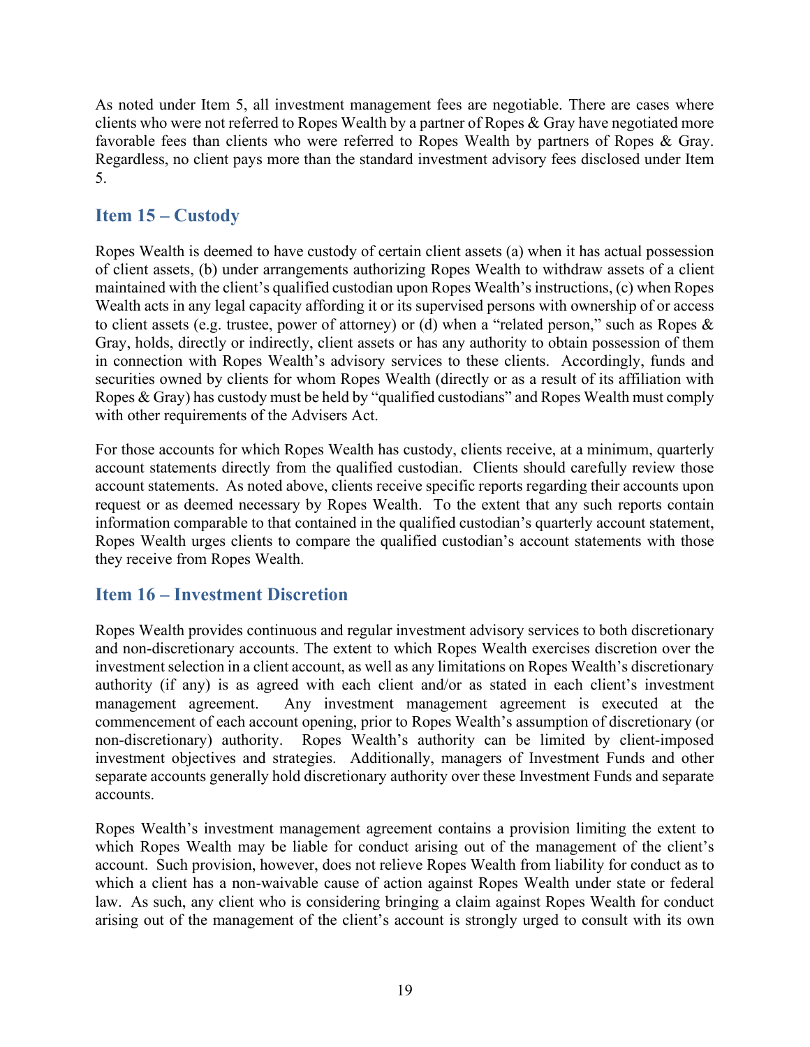As noted under Item 5, all investment management fees are negotiable. There are cases where clients who were not referred to Ropes Wealth by a partner of Ropes & Gray have negotiated more favorable fees than clients who were referred to Ropes Wealth by partners of Ropes & Gray. Regardless, no client pays more than the standard investment advisory fees disclosed under Item 5.

## Item 15 – Custody

Ropes Wealth is deemed to have custody of certain client assets (a) when it has actual possession of client assets, (b) under arrangements authorizing Ropes Wealth to withdraw assets of a client maintained with the client's qualified custodian upon Ropes Wealth's instructions, (c) when Ropes Wealth acts in any legal capacity affording it or its supervised persons with ownership of or access to client assets (e.g. trustee, power of attorney) or (d) when a "related person," such as Ropes & Gray, holds, directly or indirectly, client assets or has any authority to obtain possession of them in connection with Ropes Wealth's advisory services to these clients. Accordingly, funds and securities owned by clients for whom Ropes Wealth (directly or as a result of its affiliation with Ropes & Gray) has custody must be held by "qualified custodians" and Ropes Wealth must comply with other requirements of the Advisers Act.

For those accounts for which Ropes Wealth has custody, clients receive, at a minimum, quarterly account statements directly from the qualified custodian. Clients should carefully review those account statements. As noted above, clients receive specific reports regarding their accounts upon request or as deemed necessary by Ropes Wealth. To the extent that any such reports contain information comparable to that contained in the qualified custodian's quarterly account statement, Ropes Wealth urges clients to compare the qualified custodian's account statements with those they receive from Ropes Wealth.

## Item 16 – Investment Discretion

Ropes Wealth provides continuous and regular investment advisory services to both discretionary and non-discretionary accounts. The extent to which Ropes Wealth exercises discretion over the investment selection in a client account, as well as any limitations on Ropes Wealth's discretionary authority (if any) is as agreed with each client and/or as stated in each client's investment management agreement. Any investment management agreement is executed at the commencement of each account opening, prior to Ropes Wealth's assumption of discretionary (or non-discretionary) authority. Ropes Wealth's authority can be limited by client-imposed investment objectives and strategies. Additionally, managers of Investment Funds and other separate accounts generally hold discretionary authority over these Investment Funds and separate accounts.

Ropes Wealth's investment management agreement contains a provision limiting the extent to which Ropes Wealth may be liable for conduct arising out of the management of the client's account. Such provision, however, does not relieve Ropes Wealth from liability for conduct as to which a client has a non-waivable cause of action against Ropes Wealth under state or federal law. As such, any client who is considering bringing a claim against Ropes Wealth for conduct arising out of the management of the client's account is strongly urged to consult with its own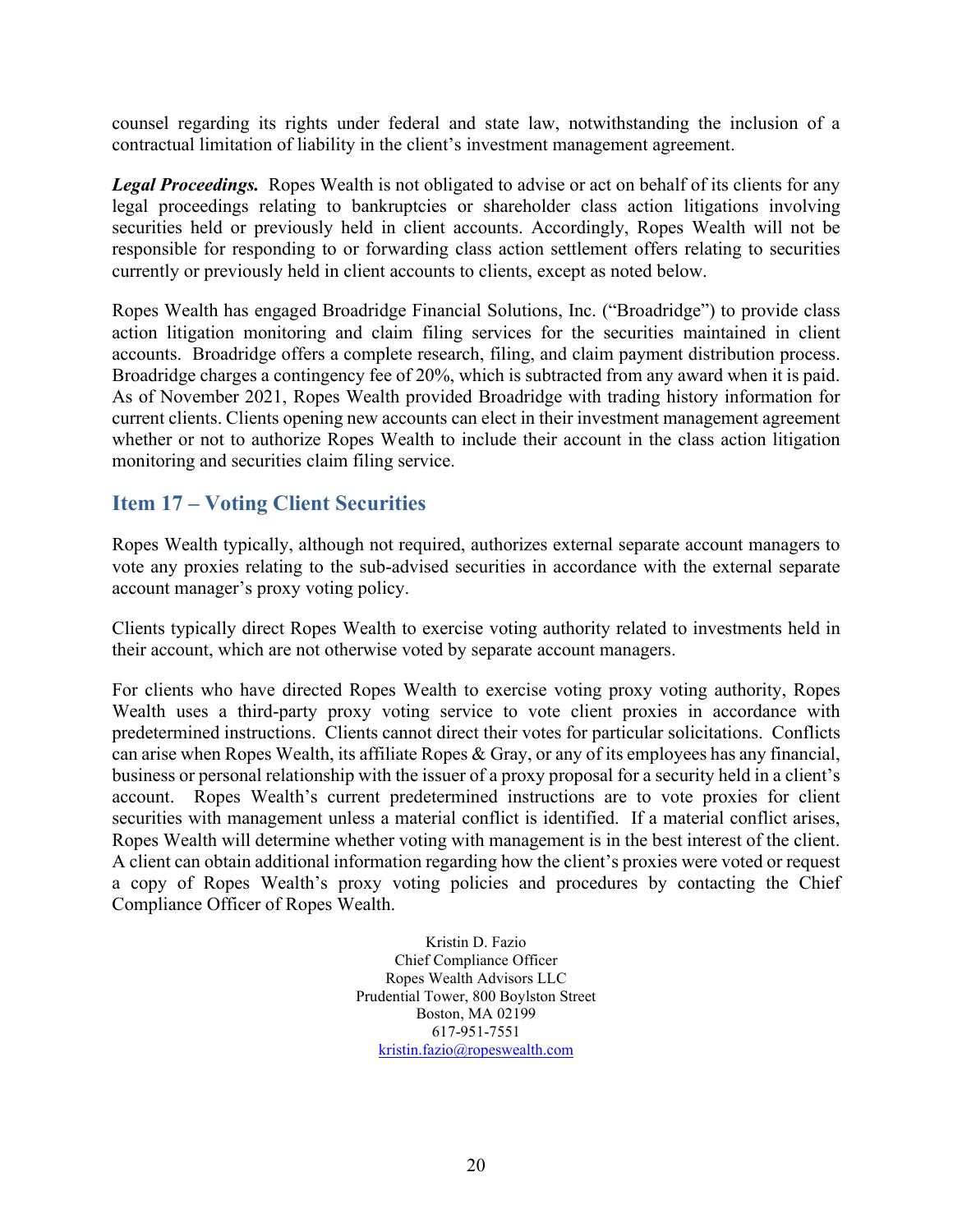counsel regarding its rights under federal and state law, notwithstanding the inclusion of a contractual limitation of liability in the client's investment management agreement.

***Legal Proceedings.*** Ropes Wealth is not obligated to advise or act on behalf of its clients for any legal proceedings relating to bankruptcies or shareholder class action litigations involving securities held or previously held in client accounts. Accordingly, Ropes Wealth will not be responsible for responding to or forwarding class action settlement offers relating to securities currently or previously held in client accounts to clients, except as noted below.

Ropes Wealth has engaged Broadridge Financial Solutions, Inc. ("Broadridge") to provide class action litigation monitoring and claim filing services for the securities maintained in client accounts. Broadridge offers a complete research, filing, and claim payment distribution process. Broadridge charges a contingency fee of 20%, which is subtracted from any award when it is paid. As of November 2021, Ropes Wealth provided Broadridge with trading history information for current clients. Clients opening new accounts can elect in their investment management agreement whether or not to authorize Ropes Wealth to include their account in the class action litigation monitoring and securities claim filing service.

## Item 17 – Voting Client Securities

Ropes Wealth typically, although not required, authorizes external separate account managers to vote any proxies relating to the sub-advised securities in accordance with the external separate account manager's proxy voting policy.

Clients typically direct Ropes Wealth to exercise voting authority related to investments held in their account, which are not otherwise voted by separate account managers.

For clients who have directed Ropes Wealth to exercise voting proxy voting authority, Ropes Wealth uses a third-party proxy voting service to vote client proxies in accordance with predetermined instructions. Clients cannot direct their votes for particular solicitations. Conflicts can arise when Ropes Wealth, its affiliate Ropes & Gray, or any of its employees has any financial, business or personal relationship with the issuer of a proxy proposal for a security held in a client's account. Ropes Wealth's current predetermined instructions are to vote proxies for client securities with management unless a material conflict is identified. If a material conflict arises, Ropes Wealth will determine whether voting with management is in the best interest of the client. A client can obtain additional information regarding how the client's proxies were voted or request a copy of Ropes Wealth's proxy voting policies and procedures by contacting the Chief Compliance Officer of Ropes Wealth.

Kristin D. Fazio
Chief Compliance Officer
Ropes Wealth Advisors LLC
Prudential Tower, 800 Boylston Street
Boston, MA 02199
617-951-7551
kristin.fazio@ropeswealth.com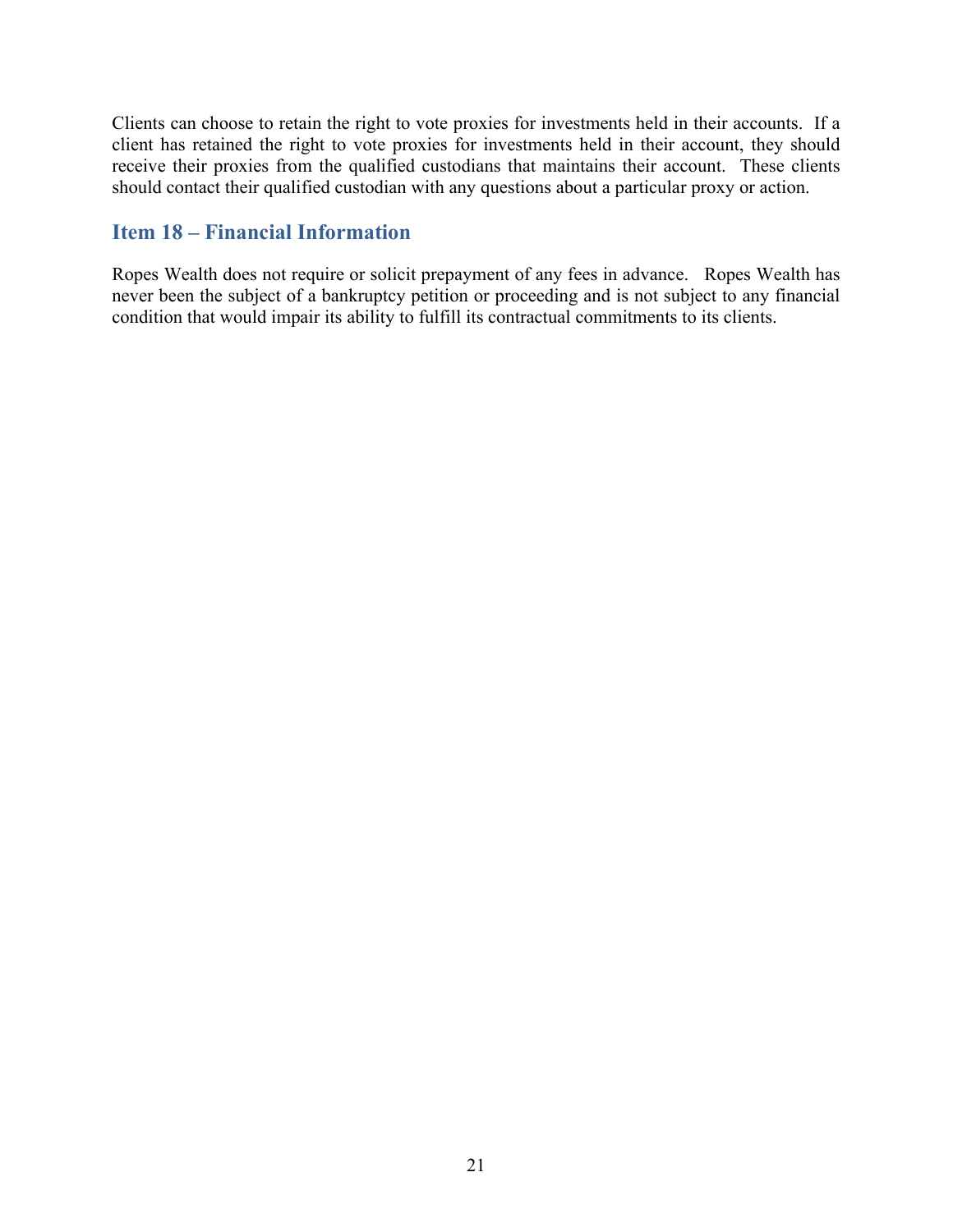Clients can choose to retain the right to vote proxies for investments held in their accounts. If a client has retained the right to vote proxies for investments held in their account, they should receive their proxies from the qualified custodians that maintains their account. These clients should contact their qualified custodian with any questions about a particular proxy or action.

## Item 18 – Financial Information

Ropes Wealth does not require or solicit prepayment of any fees in advance. Ropes Wealth has never been the subject of a bankruptcy petition or proceeding and is not subject to any financial condition that would impair its ability to fulfill its contractual commitments to its clients.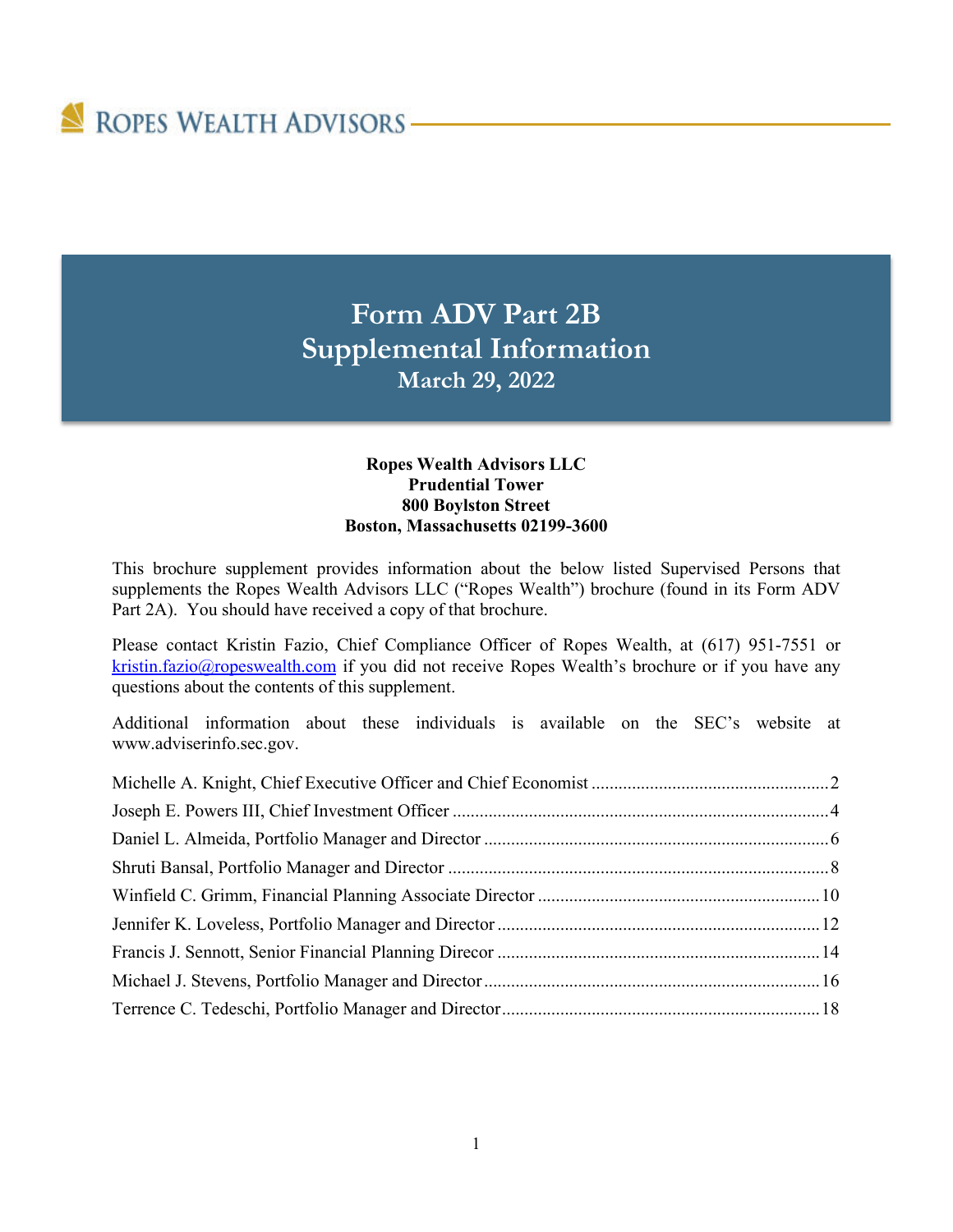Ropes Wealth Advisors

# Form ADV Part 2B
# Supplemental Information
## March 29, 2022

**Ropes Wealth Advisors LLC**
**Prudential Tower**
**800 Boylston Street**
**Boston, Massachusetts 02199-3600**

This brochure supplement provides information about the below listed Supervised Persons that supplements the Ropes Wealth Advisors LLC ("Ropes Wealth") brochure (found in its Form ADV Part 2A). You should have received a copy of that brochure.

Please contact Kristin Fazio, Chief Compliance Officer of Ropes Wealth, at (617) 951-7551 or kristin.fazio@ropeswealth.com if you did not receive Ropes Wealth's brochure or if you have any questions about the contents of this supplement.

Additional information about these individuals is available on the SEC's website at www.adviserinfo.sec.gov.

Michelle A. Knight, Chief Executive Officer and Chief Economist ....................................................2
Joseph E. Powers III, Chief Investment Officer ....................................................................................4
Daniel L. Almeida, Portfolio Manager and Director ............................................................................6
Shruti Bansal, Portfolio Manager and Director .....................................................................................8
Winfield C. Grimm, Financial Planning Associate Director ..............................................................10
Jennifer K. Loveless, Portfolio Manager and Director .......................................................................12
Francis J. Sennott, Senior Financial Planning Direcor .......................................................................14
Michael J. Stevens, Portfolio Manager and Director ..........................................................................16
Terrence C. Tedeschi, Portfolio Manager and Director ......................................................................18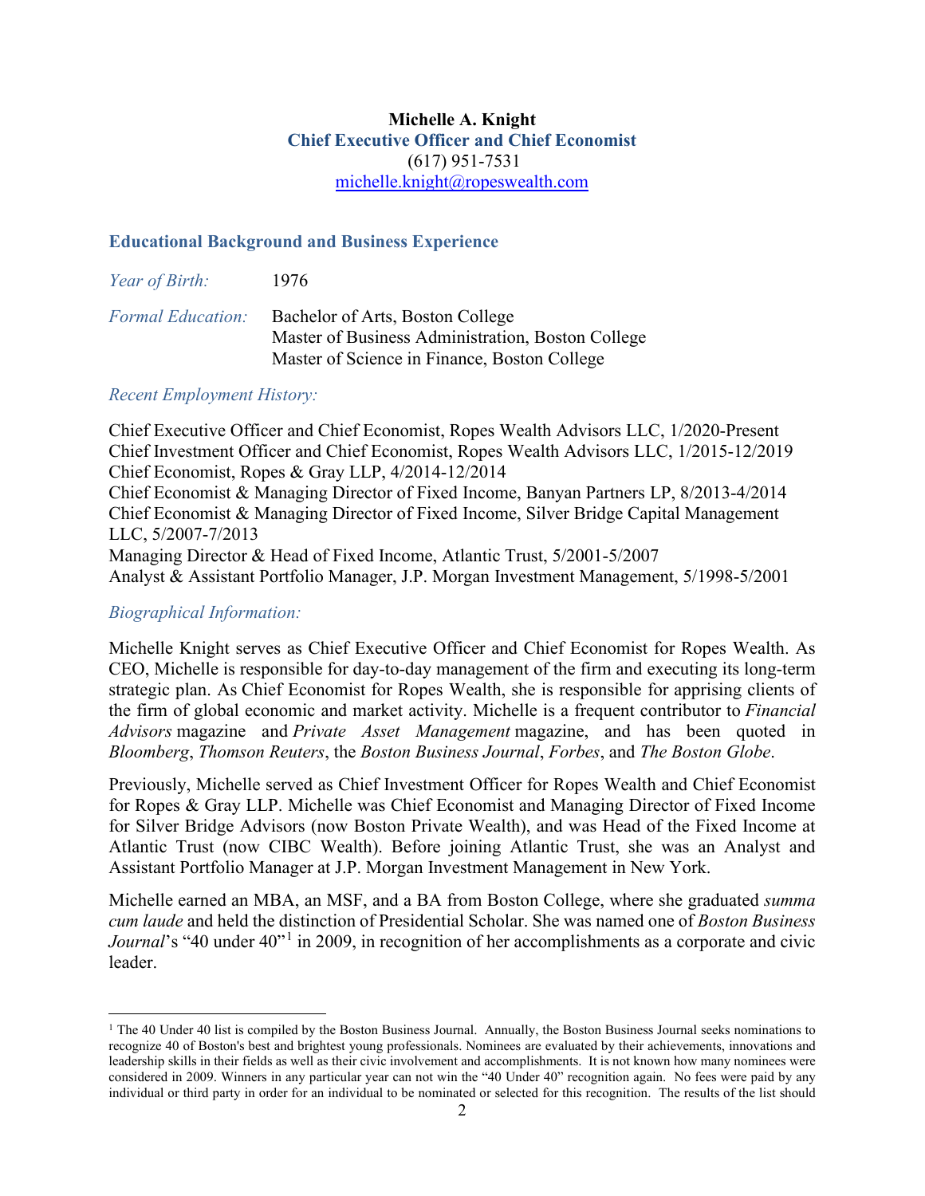**Michelle A. Knight**
**Chief Executive Officer and Chief Economist**
(617) 951-7531
michelle.knight@ropeswealth.com

## Educational Background and Business Experience

*Year of Birth:* 1976

*Formal Education:* Bachelor of Arts, Boston College
Master of Business Administration, Boston College
Master of Science in Finance, Boston College

*Recent Employment History:*

Chief Executive Officer and Chief Economist, Ropes Wealth Advisors LLC, 1/2020-Present
Chief Investment Officer and Chief Economist, Ropes Wealth Advisors LLC, 1/2015-12/2019
Chief Economist, Ropes & Gray LLP, 4/2014-12/2014
Chief Economist & Managing Director of Fixed Income, Banyan Partners LP, 8/2013-4/2014
Chief Economist & Managing Director of Fixed Income, Silver Bridge Capital Management LLC, 5/2007-7/2013
Managing Director & Head of Fixed Income, Atlantic Trust, 5/2001-5/2007
Analyst & Assistant Portfolio Manager, J.P. Morgan Investment Management, 5/1998-5/2001

*Biographical Information:*

Michelle Knight serves as Chief Executive Officer and Chief Economist for Ropes Wealth. As CEO, Michelle is responsible for day-to-day management of the firm and executing its long-term strategic plan. As Chief Economist for Ropes Wealth, she is responsible for apprising clients of the firm of global economic and market activity. Michelle is a frequent contributor to *Financial Advisors* magazine and *Private Asset Management* magazine, and has been quoted in *Bloomberg*, *Thomson Reuters*, the *Boston Business Journal*, *Forbes*, and *The Boston Globe*.

Previously, Michelle served as Chief Investment Officer for Ropes Wealth and Chief Economist for Ropes & Gray LLP. Michelle was Chief Economist and Managing Director of Fixed Income for Silver Bridge Advisors (now Boston Private Wealth), and was Head of the Fixed Income at Atlantic Trust (now CIBC Wealth). Before joining Atlantic Trust, she was an Analyst and Assistant Portfolio Manager at J.P. Morgan Investment Management in New York.

Michelle earned an MBA, an MSF, and a BA from Boston College, where she graduated *summa cum laude* and held the distinction of Presidential Scholar. She was named one of *Boston Business Journal*'s "40 under 40"[1] in 2009, in recognition of her accomplishments as a corporate and civic leader.

[1] The 40 Under 40 list is compiled by the Boston Business Journal. Annually, the Boston Business Journal seeks nominations to recognize 40 of Boston's best and brightest young professionals. Nominees are evaluated by their achievements, innovations and leadership skills in their fields as well as their civic involvement and accomplishments. It is not known how many nominees were considered in 2009. Winners in any particular year can not win the "40 Under 40" recognition again. No fees were paid by any individual or third party in order for an individual to be nominated or selected for this recognition. The results of the list should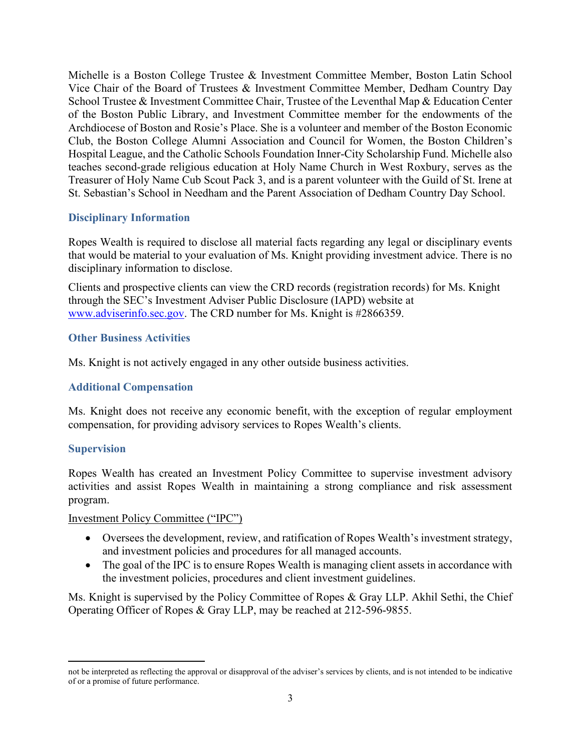Michelle is a Boston College Trustee & Investment Committee Member, Boston Latin School Vice Chair of the Board of Trustees & Investment Committee Member, Dedham Country Day School Trustee & Investment Committee Chair, Trustee of the Leventhal Map & Education Center of the Boston Public Library, and Investment Committee member for the endowments of the Archdiocese of Boston and Rosie's Place. She is a volunteer and member of the Boston Economic Club, the Boston College Alumni Association and Council for Women, the Boston Children's Hospital League, and the Catholic Schools Foundation Inner-City Scholarship Fund. Michelle also teaches second-grade religious education at Holy Name Church in West Roxbury, serves as the Treasurer of Holy Name Cub Scout Pack 3, and is a parent volunteer with the Guild of St. Irene at St. Sebastian's School in Needham and the Parent Association of Dedham Country Day School.

### Disciplinary Information

Ropes Wealth is required to disclose all material facts regarding any legal or disciplinary events that would be material to your evaluation of Ms. Knight providing investment advice. There is no disciplinary information to disclose.

Clients and prospective clients can view the CRD records (registration records) for Ms. Knight through the SEC's Investment Adviser Public Disclosure (IAPD) website at www.adviserinfo.sec.gov. The CRD number for Ms. Knight is #2866359.

### Other Business Activities

Ms. Knight is not actively engaged in any other outside business activities.

### Additional Compensation

Ms. Knight does not receive any economic benefit, with the exception of regular employment compensation, for providing advisory services to Ropes Wealth's clients.

### Supervision

Ropes Wealth has created an Investment Policy Committee to supervise investment advisory activities and assist Ropes Wealth in maintaining a strong compliance and risk assessment program.

Investment Policy Committee ("IPC")

- Oversees the development, review, and ratification of Ropes Wealth's investment strategy, and investment policies and procedures for all managed accounts.
- The goal of the IPC is to ensure Ropes Wealth is managing client assets in accordance with the investment policies, procedures and client investment guidelines.

Ms. Knight is supervised by the Policy Committee of Ropes & Gray LLP. Akhil Sethi, the Chief Operating Officer of Ropes & Gray LLP, may be reached at 212-596-9855.

not be interpreted as reflecting the approval or disapproval of the adviser's services by clients, and is not intended to be indicative of or a promise of future performance.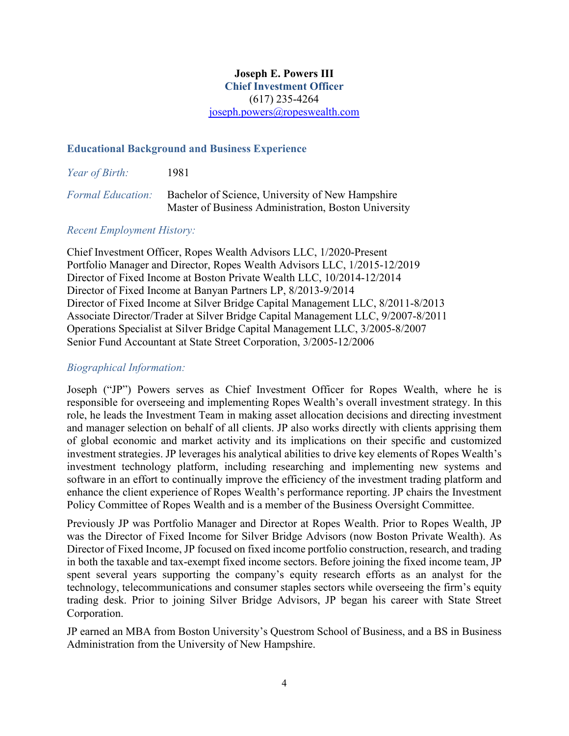**Joseph E. Powers III**
**Chief Investment Officer**
(617) 235-4264
joseph.powers@ropeswealth.com

## Educational Background and Business Experience

*Year of Birth:* 1981

*Formal Education:* Bachelor of Science, University of New Hampshire
Master of Business Administration, Boston University

*Recent Employment History:*

Chief Investment Officer, Ropes Wealth Advisors LLC, 1/2020-Present
Portfolio Manager and Director, Ropes Wealth Advisors LLC, 1/2015-12/2019
Director of Fixed Income at Boston Private Wealth LLC, 10/2014-12/2014
Director of Fixed Income at Banyan Partners LP, 8/2013-9/2014
Director of Fixed Income at Silver Bridge Capital Management LLC, 8/2011-8/2013
Associate Director/Trader at Silver Bridge Capital Management LLC, 9/2007-8/2011
Operations Specialist at Silver Bridge Capital Management LLC, 3/2005-8/2007
Senior Fund Accountant at State Street Corporation, 3/2005-12/2006

*Biographical Information:*

Joseph ("JP") Powers serves as Chief Investment Officer for Ropes Wealth, where he is responsible for overseeing and implementing Ropes Wealth's overall investment strategy. In this role, he leads the Investment Team in making asset allocation decisions and directing investment and manager selection on behalf of all clients. JP also works directly with clients apprising them of global economic and market activity and its implications on their specific and customized investment strategies. JP leverages his analytical abilities to drive key elements of Ropes Wealth's investment technology platform, including researching and implementing new systems and software in an effort to continually improve the efficiency of the investment trading platform and enhance the client experience of Ropes Wealth's performance reporting. JP chairs the Investment Policy Committee of Ropes Wealth and is a member of the Business Oversight Committee.

Previously JP was Portfolio Manager and Director at Ropes Wealth. Prior to Ropes Wealth, JP was the Director of Fixed Income for Silver Bridge Advisors (now Boston Private Wealth). As Director of Fixed Income, JP focused on fixed income portfolio construction, research, and trading in both the taxable and tax-exempt fixed income sectors. Before joining the fixed income team, JP spent several years supporting the company's equity research efforts as an analyst for the technology, telecommunications and consumer staples sectors while overseeing the firm's equity trading desk. Prior to joining Silver Bridge Advisors, JP began his career with State Street Corporation.

JP earned an MBA from Boston University's Questrom School of Business, and a BS in Business Administration from the University of New Hampshire.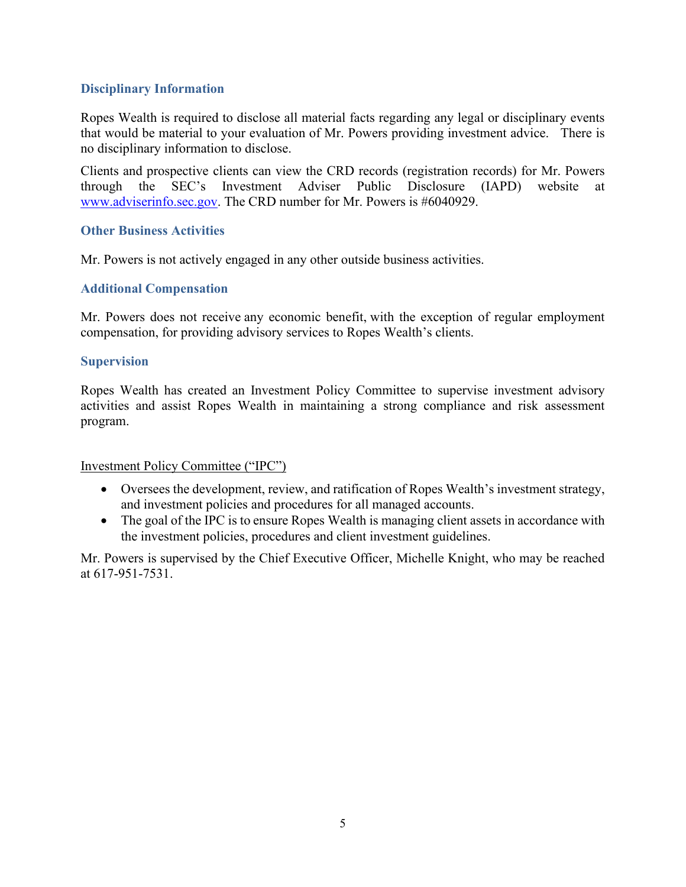### Disciplinary Information

Ropes Wealth is required to disclose all material facts regarding any legal or disciplinary events that would be material to your evaluation of Mr. Powers providing investment advice. There is no disciplinary information to disclose.

Clients and prospective clients can view the CRD records (registration records) for Mr. Powers through the SEC's Investment Adviser Public Disclosure (IAPD) website at www.adviserinfo.sec.gov. The CRD number for Mr. Powers is #6040929.

### Other Business Activities

Mr. Powers is not actively engaged in any other outside business activities.

### Additional Compensation

Mr. Powers does not receive any economic benefit, with the exception of regular employment compensation, for providing advisory services to Ropes Wealth's clients.

### Supervision

Ropes Wealth has created an Investment Policy Committee to supervise investment advisory activities and assist Ropes Wealth in maintaining a strong compliance and risk assessment program.

Investment Policy Committee ("IPC")

- Oversees the development, review, and ratification of Ropes Wealth's investment strategy, and investment policies and procedures for all managed accounts.
- The goal of the IPC is to ensure Ropes Wealth is managing client assets in accordance with the investment policies, procedures and client investment guidelines.

Mr. Powers is supervised by the Chief Executive Officer, Michelle Knight, who may be reached at 617-951-7531.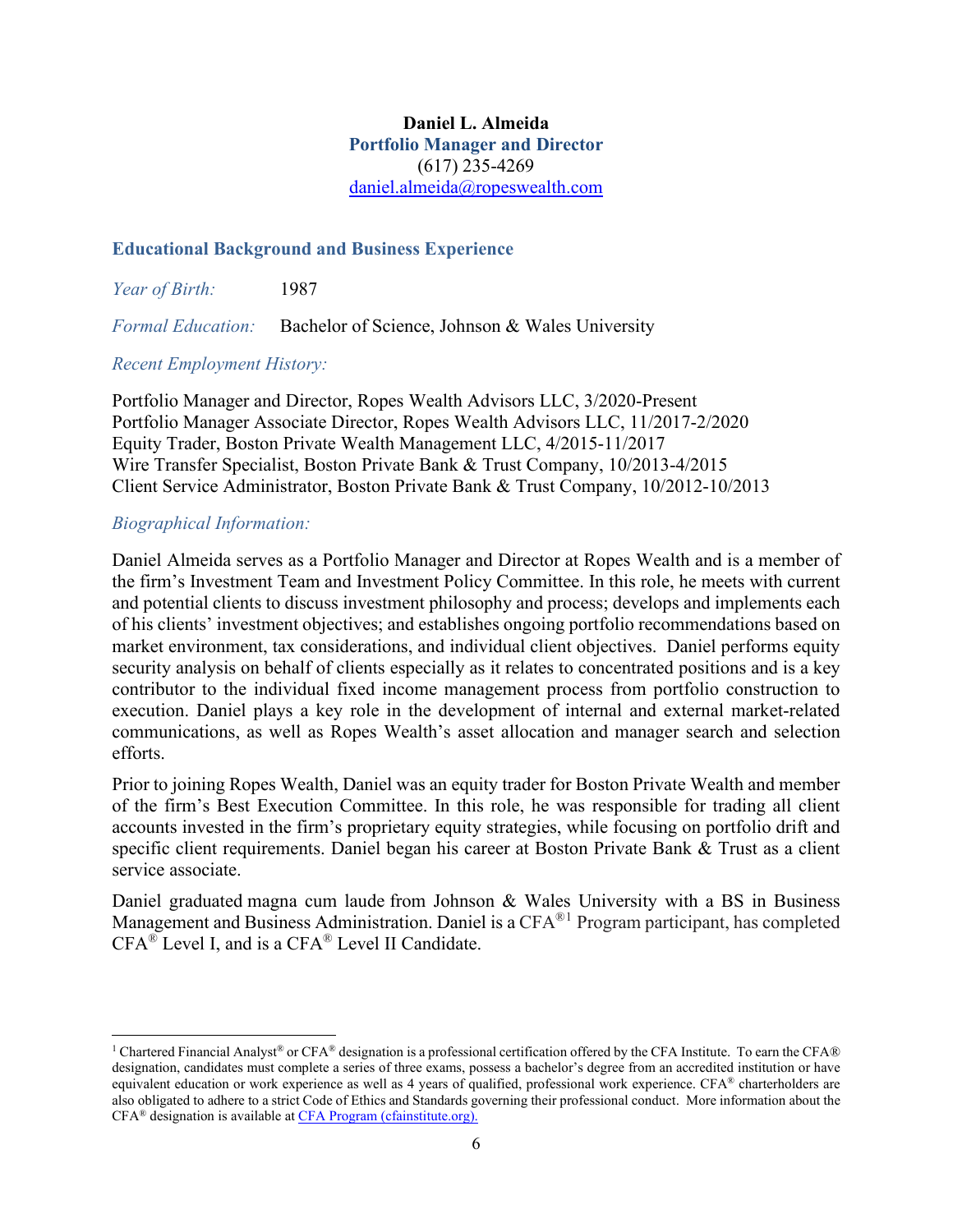**Daniel L. Almeida**
**Portfolio Manager and Director**
(617) 235-4269
[daniel.almeida@ropeswealth.com](mailto:daniel.almeida@ropeswealth.com)

## Educational Background and Business Experience

*Year of Birth:* 1987

*Formal Education:* Bachelor of Science, Johnson & Wales University

*Recent Employment History:*

Portfolio Manager and Director, Ropes Wealth Advisors LLC, 3/2020-Present
Portfolio Manager Associate Director, Ropes Wealth Advisors LLC, 11/2017-2/2020
Equity Trader, Boston Private Wealth Management LLC, 4/2015-11/2017
Wire Transfer Specialist, Boston Private Bank & Trust Company, 10/2013-4/2015
Client Service Administrator, Boston Private Bank & Trust Company, 10/2012-10/2013

*Biographical Information:*

Daniel Almeida serves as a Portfolio Manager and Director at Ropes Wealth and is a member of the firm's Investment Team and Investment Policy Committee. In this role, he meets with current and potential clients to discuss investment philosophy and process; develops and implements each of his clients' investment objectives; and establishes ongoing portfolio recommendations based on market environment, tax considerations, and individual client objectives. Daniel performs equity security analysis on behalf of clients especially as it relates to concentrated positions and is a key contributor to the individual fixed income management process from portfolio construction to execution. Daniel plays a key role in the development of internal and external market-related communications, as well as Ropes Wealth's asset allocation and manager search and selection efforts.

Prior to joining Ropes Wealth, Daniel was an equity trader for Boston Private Wealth and member of the firm's Best Execution Committee. In this role, he was responsible for trading all client accounts invested in the firm's proprietary equity strategies, while focusing on portfolio drift and specific client requirements. Daniel began his career at Boston Private Bank & Trust as a client service associate.

Daniel graduated magna cum laude from Johnson & Wales University with a BS in Business Management and Business Administration. Daniel is a CFA®[1] Program participant, has completed CFA® Level I, and is a CFA® Level II Candidate.

---

[1] Chartered Financial Analyst® or CFA® designation is a professional certification offered by the CFA Institute. To earn the CFA® designation, candidates must complete a series of three exams, possess a bachelor's degree from an accredited institution or have equivalent education or work experience as well as 4 years of qualified, professional work experience. CFA® charterholders are also obligated to adhere to a strict Code of Ethics and Standards governing their professional conduct. More information about the CFA® designation is available at [CFA Program (cfainstitute.org).](https://www.cfainstitute.org)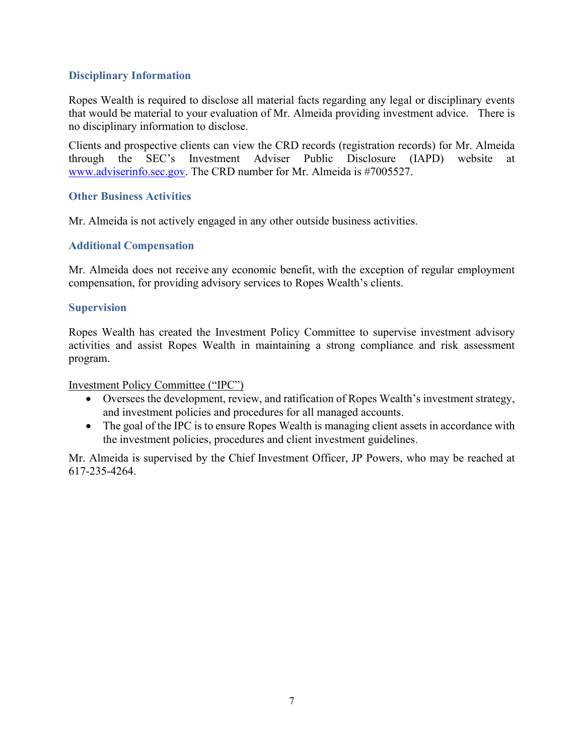### Disciplinary Information

Ropes Wealth is required to disclose all material facts regarding any legal or disciplinary events that would be material to your evaluation of Mr. Almeida providing investment advice. There is no disciplinary information to disclose.

Clients and prospective clients can view the CRD records (registration records) for Mr. Almeida through the SEC's Investment Adviser Public Disclosure (IAPD) website at www.adviserinfo.sec.gov. The CRD number for Mr. Almeida is #7005527.

### Other Business Activities

Mr. Almeida is not actively engaged in any other outside business activities.

### Additional Compensation

Mr. Almeida does not receive any economic benefit, with the exception of regular employment compensation, for providing advisory services to Ropes Wealth's clients.

### Supervision

Ropes Wealth has created the Investment Policy Committee to supervise investment advisory activities and assist Ropes Wealth in maintaining a strong compliance and risk assessment program.

Investment Policy Committee ("IPC")

- Oversees the development, review, and ratification of Ropes Wealth's investment strategy, and investment policies and procedures for all managed accounts.
- The goal of the IPC is to ensure Ropes Wealth is managing client assets in accordance with the investment policies, procedures and client investment guidelines.

Mr. Almeida is supervised by the Chief Investment Officer, JP Powers, who may be reached at 617-235-4264.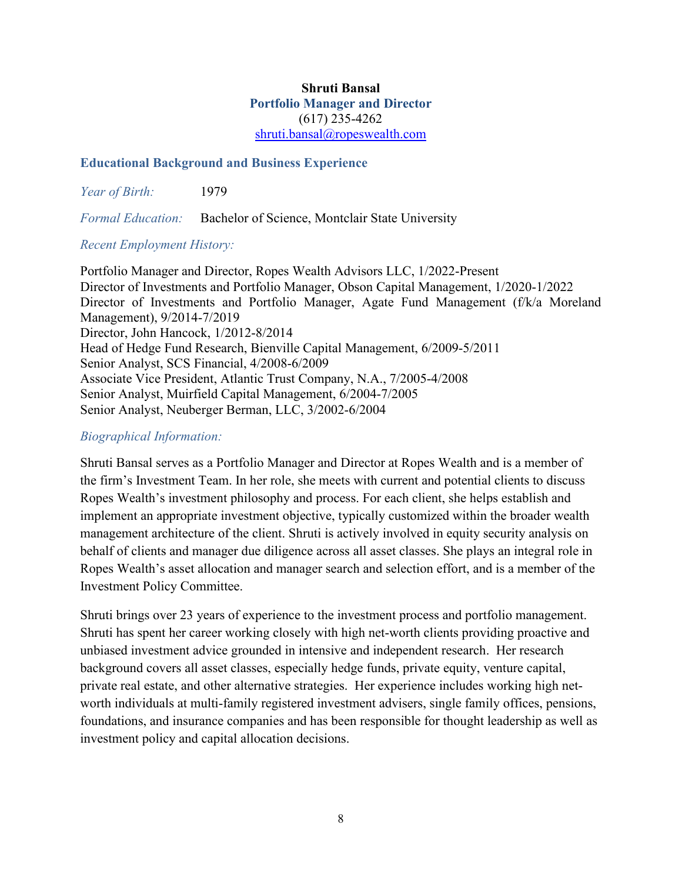**Shruti Bansal**
**Portfolio Manager and Director**
(617) 235-4262
shruti.bansal@ropeswealth.com

## Educational Background and Business Experience

*Year of Birth:* 1979

*Formal Education:* Bachelor of Science, Montclair State University

*Recent Employment History:*

Portfolio Manager and Director, Ropes Wealth Advisors LLC, 1/2022-Present
Director of Investments and Portfolio Manager, Obson Capital Management, 1/2020-1/2022
Director of Investments and Portfolio Manager, Agate Fund Management (f/k/a Moreland Management), 9/2014-7/2019
Director, John Hancock, 1/2012-8/2014
Head of Hedge Fund Research, Bienville Capital Management, 6/2009-5/2011
Senior Analyst, SCS Financial, 4/2008-6/2009
Associate Vice President, Atlantic Trust Company, N.A., 7/2005-4/2008
Senior Analyst, Muirfield Capital Management, 6/2004-7/2005
Senior Analyst, Neuberger Berman, LLC, 3/2002-6/2004

*Biographical Information:*

Shruti Bansal serves as a Portfolio Manager and Director at Ropes Wealth and is a member of the firm's Investment Team. In her role, she meets with current and potential clients to discuss Ropes Wealth's investment philosophy and process. For each client, she helps establish and implement an appropriate investment objective, typically customized within the broader wealth management architecture of the client. Shruti is actively involved in equity security analysis on behalf of clients and manager due diligence across all asset classes. She plays an integral role in Ropes Wealth's asset allocation and manager search and selection effort, and is a member of the Investment Policy Committee.

Shruti brings over 23 years of experience to the investment process and portfolio management. Shruti has spent her career working closely with high net-worth clients providing proactive and unbiased investment advice grounded in intensive and independent research. Her research background covers all asset classes, especially hedge funds, private equity, venture capital, private real estate, and other alternative strategies. Her experience includes working high net-worth individuals at multi-family registered investment advisers, single family offices, pensions, foundations, and insurance companies and has been responsible for thought leadership as well as investment policy and capital allocation decisions.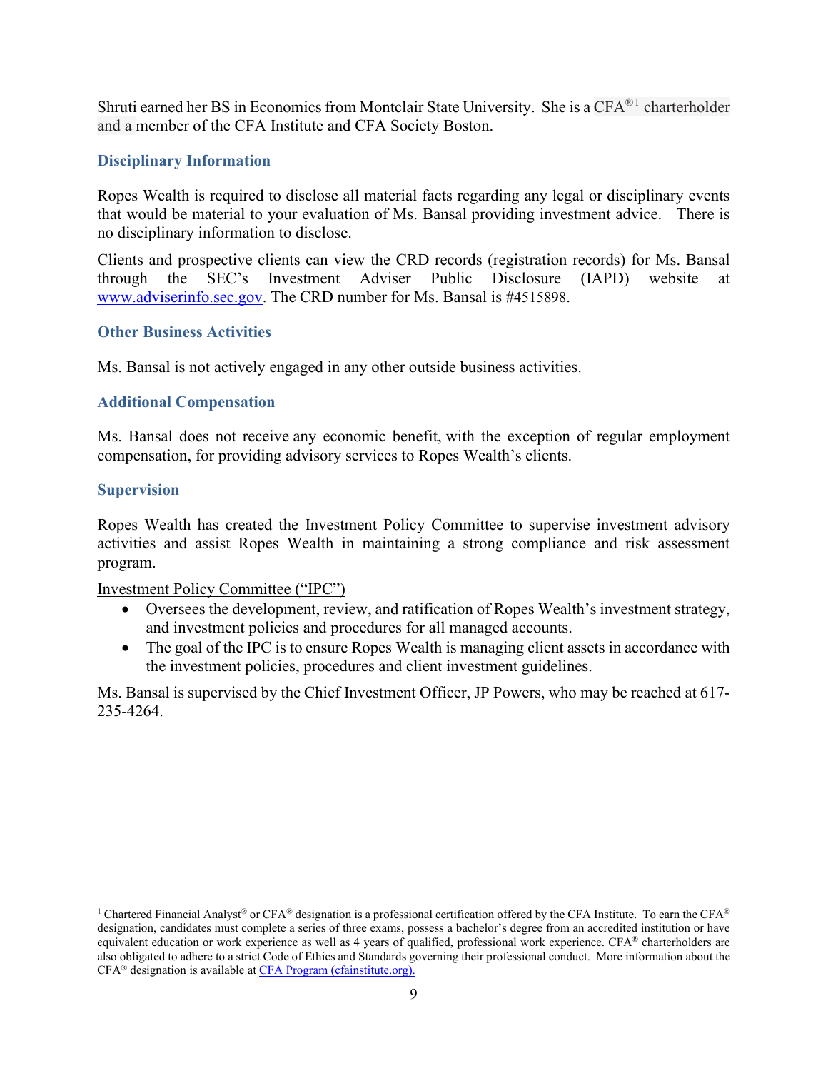Shruti earned her BS in Economics from Montclair State University. She is a CFA®[1] charterholder and a member of the CFA Institute and CFA Society Boston.

### Disciplinary Information

Ropes Wealth is required to disclose all material facts regarding any legal or disciplinary events that would be material to your evaluation of Ms. Bansal providing investment advice. There is no disciplinary information to disclose.

Clients and prospective clients can view the CRD records (registration records) for Ms. Bansal through the SEC's Investment Adviser Public Disclosure (IAPD) website at [www.adviserinfo.sec.gov](http://www.adviserinfo.sec.gov). The CRD number for Ms. Bansal is #4515898.

### Other Business Activities

Ms. Bansal is not actively engaged in any other outside business activities.

### Additional Compensation

Ms. Bansal does not receive any economic benefit, with the exception of regular employment compensation, for providing advisory services to Ropes Wealth's clients.

### Supervision

Ropes Wealth has created the Investment Policy Committee to supervise investment advisory activities and assist Ropes Wealth in maintaining a strong compliance and risk assessment program.

Investment Policy Committee ("IPC")

- Oversees the development, review, and ratification of Ropes Wealth's investment strategy, and investment policies and procedures for all managed accounts.
- The goal of the IPC is to ensure Ropes Wealth is managing client assets in accordance with the investment policies, procedures and client investment guidelines.

Ms. Bansal is supervised by the Chief Investment Officer, JP Powers, who may be reached at 617-235-4264.

---

[1] Chartered Financial Analyst® or CFA® designation is a professional certification offered by the CFA Institute. To earn the CFA® designation, candidates must complete a series of three exams, possess a bachelor's degree from an accredited institution or have equivalent education or work experience as well as 4 years of qualified, professional work experience. CFA® charterholders are also obligated to adhere to a strict Code of Ethics and Standards governing their professional conduct. More information about the CFA® designation is available at CFA Program (cfainstitute.org).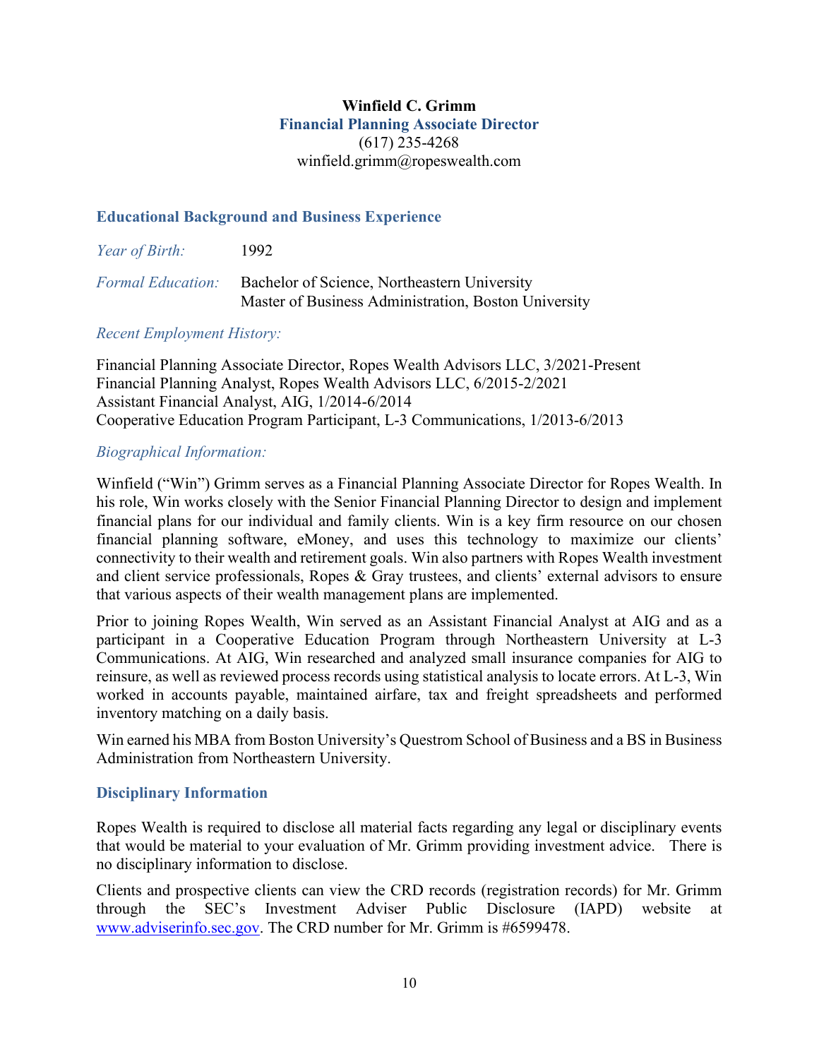**Winfield C. Grimm**

**Financial Planning Associate Director**

(617) 235-4268

winfield.grimm@ropeswealth.com

## Educational Background and Business Experience

*Year of Birth:* 1992

*Formal Education:* Bachelor of Science, Northeastern University
Master of Business Administration, Boston University

*Recent Employment History:*

Financial Planning Associate Director, Ropes Wealth Advisors LLC, 3/2021-Present
Financial Planning Analyst, Ropes Wealth Advisors LLC, 6/2015-2/2021
Assistant Financial Analyst, AIG, 1/2014-6/2014
Cooperative Education Program Participant, L-3 Communications, 1/2013-6/2013

*Biographical Information:*

Winfield ("Win") Grimm serves as a Financial Planning Associate Director for Ropes Wealth. In his role, Win works closely with the Senior Financial Planning Director to design and implement financial plans for our individual and family clients. Win is a key firm resource on our chosen financial planning software, eMoney, and uses this technology to maximize our clients' connectivity to their wealth and retirement goals. Win also partners with Ropes Wealth investment and client service professionals, Ropes & Gray trustees, and clients' external advisors to ensure that various aspects of their wealth management plans are implemented.

Prior to joining Ropes Wealth, Win served as an Assistant Financial Analyst at AIG and as a participant in a Cooperative Education Program through Northeastern University at L-3 Communications. At AIG, Win researched and analyzed small insurance companies for AIG to reinsure, as well as reviewed process records using statistical analysis to locate errors. At L-3, Win worked in accounts payable, maintained airfare, tax and freight spreadsheets and performed inventory matching on a daily basis.

Win earned his MBA from Boston University's Questrom School of Business and a BS in Business Administration from Northeastern University.

## Disciplinary Information

Ropes Wealth is required to disclose all material facts regarding any legal or disciplinary events that would be material to your evaluation of Mr. Grimm providing investment advice. There is no disciplinary information to disclose.

Clients and prospective clients can view the CRD records (registration records) for Mr. Grimm through the SEC's Investment Adviser Public Disclosure (IAPD) website at www.adviserinfo.sec.gov. The CRD number for Mr. Grimm is #6599478.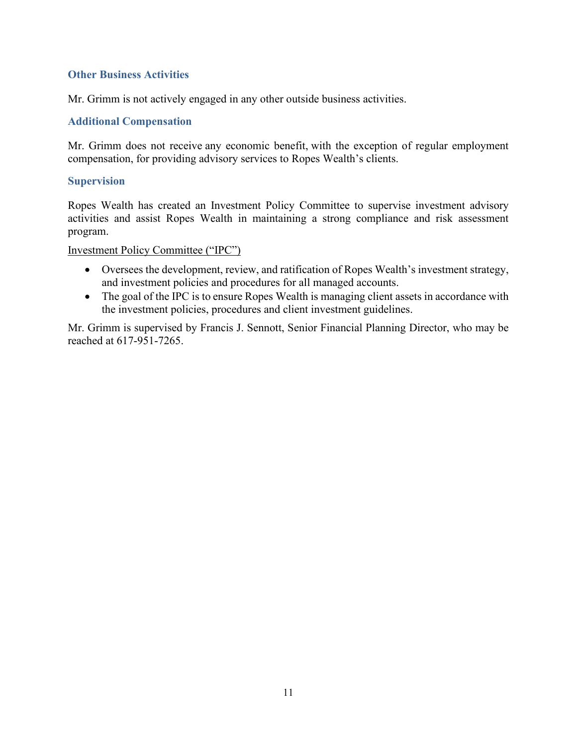### Other Business Activities

Mr. Grimm is not actively engaged in any other outside business activities.

### Additional Compensation

Mr. Grimm does not receive any economic benefit, with the exception of regular employment compensation, for providing advisory services to Ropes Wealth's clients.

### Supervision

Ropes Wealth has created an Investment Policy Committee to supervise investment advisory activities and assist Ropes Wealth in maintaining a strong compliance and risk assessment program.

<u>Investment Policy Committee ("IPC")</u>

- Oversees the development, review, and ratification of Ropes Wealth's investment strategy, and investment policies and procedures for all managed accounts.
- The goal of the IPC is to ensure Ropes Wealth is managing client assets in accordance with the investment policies, procedures and client investment guidelines.

Mr. Grimm is supervised by Francis J. Sennott, Senior Financial Planning Director, who may be reached at 617-951-7265.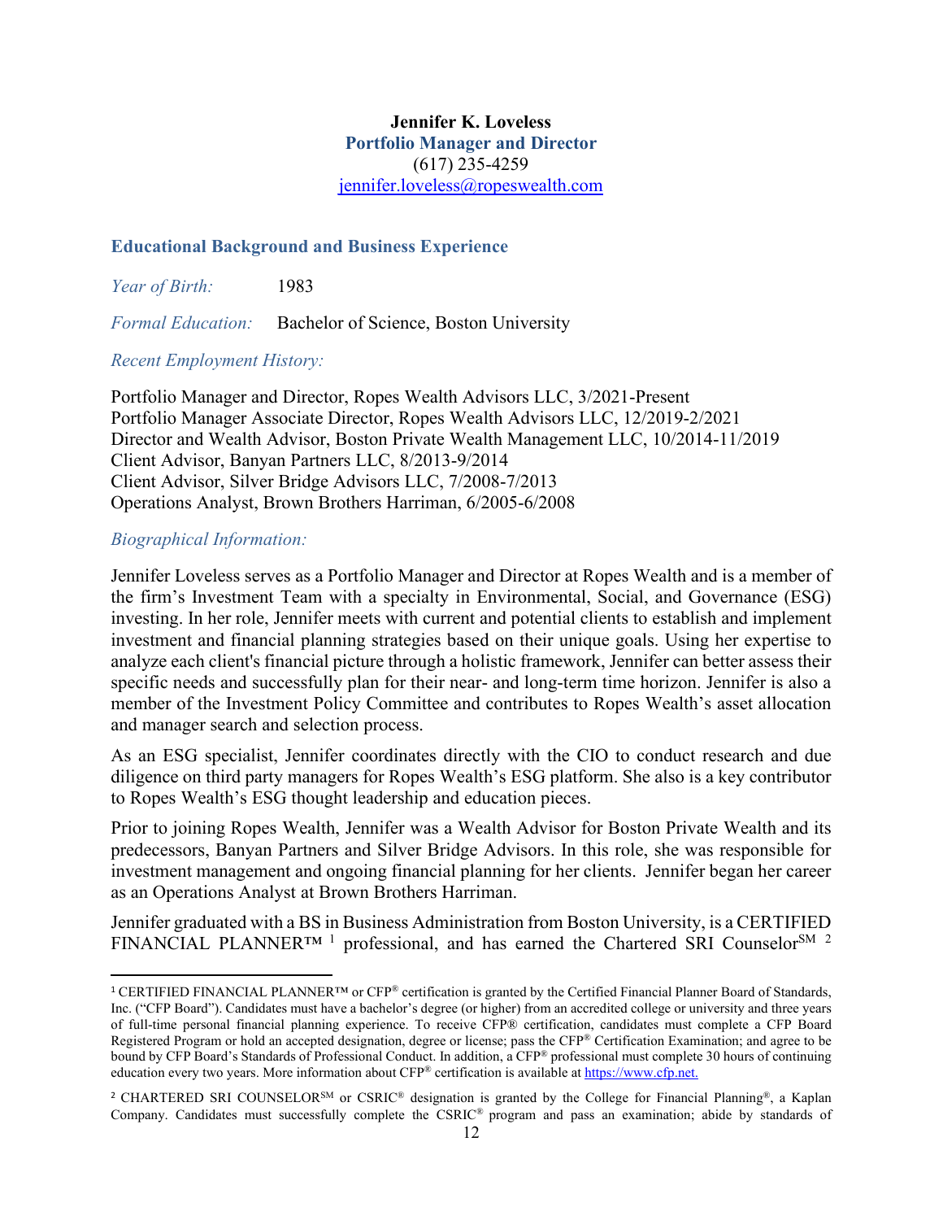**Jennifer K. Loveless**
**Portfolio Manager and Director**
(617) 235-4259
jennifer.loveless@ropeswealth.com

### Educational Background and Business Experience

*Year of Birth:* 1983

*Formal Education:* Bachelor of Science, Boston University

*Recent Employment History:*

Portfolio Manager and Director, Ropes Wealth Advisors LLC, 3/2021-Present
Portfolio Manager Associate Director, Ropes Wealth Advisors LLC, 12/2019-2/2021
Director and Wealth Advisor, Boston Private Wealth Management LLC, 10/2014-11/2019
Client Advisor, Banyan Partners LLC, 8/2013-9/2014
Client Advisor, Silver Bridge Advisors LLC, 7/2008-7/2013
Operations Analyst, Brown Brothers Harriman, 6/2005-6/2008

*Biographical Information:*

Jennifer Loveless serves as a Portfolio Manager and Director at Ropes Wealth and is a member of the firm's Investment Team with a specialty in Environmental, Social, and Governance (ESG) investing. In her role, Jennifer meets with current and potential clients to establish and implement investment and financial planning strategies based on their unique goals. Using her expertise to analyze each client's financial picture through a holistic framework, Jennifer can better assess their specific needs and successfully plan for their near- and long-term time horizon. Jennifer is also a member of the Investment Policy Committee and contributes to Ropes Wealth's asset allocation and manager search and selection process.

As an ESG specialist, Jennifer coordinates directly with the CIO to conduct research and due diligence on third party managers for Ropes Wealth's ESG platform. She also is a key contributor to Ropes Wealth's ESG thought leadership and education pieces.

Prior to joining Ropes Wealth, Jennifer was a Wealth Advisor for Boston Private Wealth and its predecessors, Banyan Partners and Silver Bridge Advisors. In this role, she was responsible for investment management and ongoing financial planning for her clients. Jennifer began her career as an Operations Analyst at Brown Brothers Harriman.

Jennifer graduated with a BS in Business Administration from Boston University, is a CERTIFIED FINANCIAL PLANNER™ [1] professional, and has earned the Chartered SRI Counselor℠ [2]

---

[1] CERTIFIED FINANCIAL PLANNER™ or CFP® certification is granted by the Certified Financial Planner Board of Standards, Inc. ("CFP Board"). Candidates must have a bachelor's degree (or higher) from an accredited college or university and three years of full-time personal financial planning experience. To receive CFP® certification, candidates must complete a CFP Board Registered Program or hold an accepted designation, degree or license; pass the CFP® Certification Examination; and agree to be bound by CFP Board's Standards of Professional Conduct. In addition, a CFP® professional must complete 30 hours of continuing education every two years. More information about CFP® certification is available at https://www.cfp.net.

[2] CHARTERED SRI COUNSELOR℠ or CSRIC® designation is granted by the College for Financial Planning®, a Kaplan Company. Candidates must successfully complete the CSRIC® program and pass an examination; abide by standards of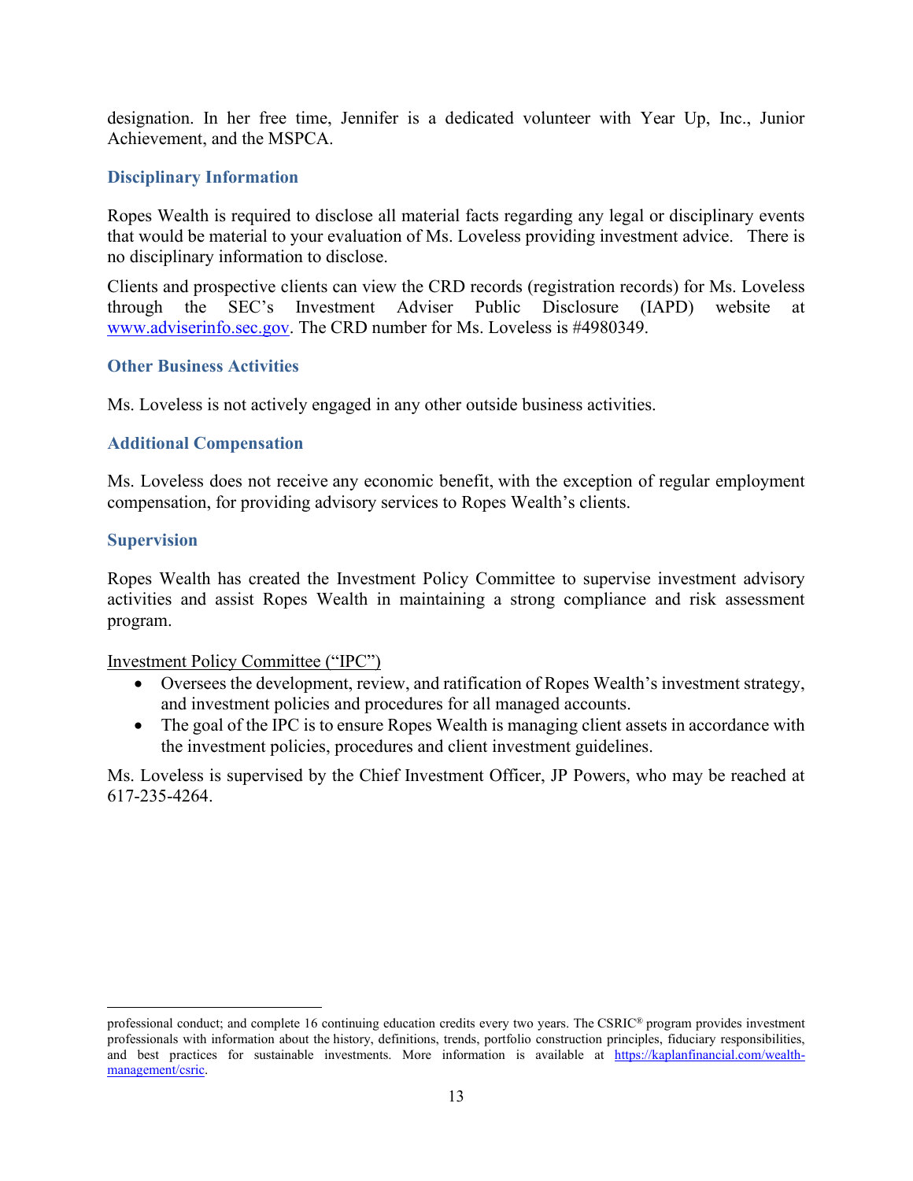designation. In her free time, Jennifer is a dedicated volunteer with Year Up, Inc., Junior Achievement, and the MSPCA.

### Disciplinary Information

Ropes Wealth is required to disclose all material facts regarding any legal or disciplinary events that would be material to your evaluation of Ms. Loveless providing investment advice. There is no disciplinary information to disclose.

Clients and prospective clients can view the CRD records (registration records) for Ms. Loveless through the SEC's Investment Adviser Public Disclosure (IAPD) website at [www.adviserinfo.sec.gov](www.adviserinfo.sec.gov). The CRD number for Ms. Loveless is #4980349.

### Other Business Activities

Ms. Loveless is not actively engaged in any other outside business activities.

### Additional Compensation

Ms. Loveless does not receive any economic benefit, with the exception of regular employment compensation, for providing advisory services to Ropes Wealth's clients.

### Supervision

Ropes Wealth has created the Investment Policy Committee to supervise investment advisory activities and assist Ropes Wealth in maintaining a strong compliance and risk assessment program.

Investment Policy Committee ("IPC")

- Oversees the development, review, and ratification of Ropes Wealth's investment strategy, and investment policies and procedures for all managed accounts.
- The goal of the IPC is to ensure Ropes Wealth is managing client assets in accordance with the investment policies, procedures and client investment guidelines.

Ms. Loveless is supervised by the Chief Investment Officer, JP Powers, who may be reached at 617-235-4264.

---

professional conduct; and complete 16 continuing education credits every two years. The CSRIC® program provides investment professionals with information about the history, definitions, trends, portfolio construction principles, fiduciary responsibilities, and best practices for sustainable investments. More information is available at [https://kaplanfinancial.com/wealth-management/csric](https://kaplanfinancial.com/wealth-management/csric).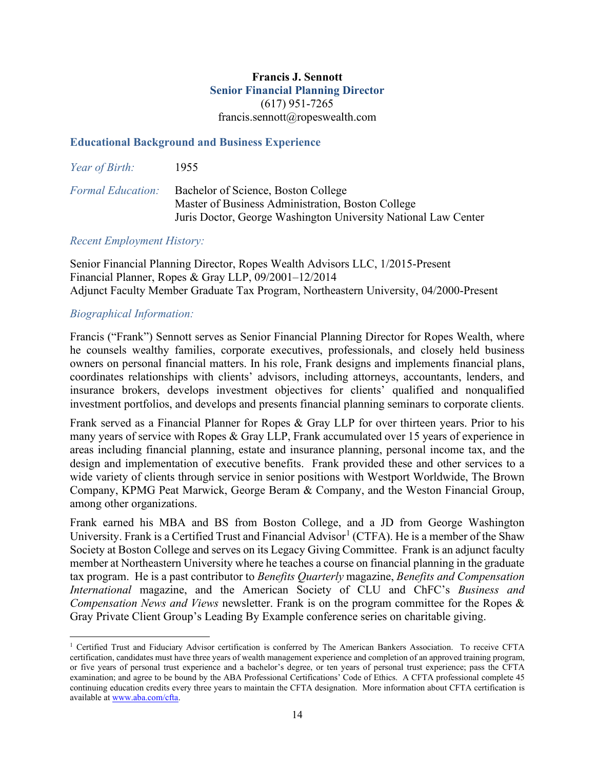**Francis J. Sennott**

**Senior Financial Planning Director**

(617) 951-7265

francis.sennott@ropeswealth.com

## Educational Background and Business Experience

*Year of Birth:* 1955

*Formal Education:* Bachelor of Science, Boston College
Master of Business Administration, Boston College
Juris Doctor, George Washington University National Law Center

*Recent Employment History:*

Senior Financial Planning Director, Ropes Wealth Advisors LLC, 1/2015-Present
Financial Planner, Ropes & Gray LLP, 09/2001–12/2014
Adjunct Faculty Member Graduate Tax Program, Northeastern University, 04/2000-Present

*Biographical Information:*

Francis ("Frank") Sennott serves as Senior Financial Planning Director for Ropes Wealth, where he counsels wealthy families, corporate executives, professionals, and closely held business owners on personal financial matters. In his role, Frank designs and implements financial plans, coordinates relationships with clients' advisors, including attorneys, accountants, lenders, and insurance brokers, develops investment objectives for clients' qualified and nonqualified investment portfolios, and develops and presents financial planning seminars to corporate clients.

Frank served as a Financial Planner for Ropes & Gray LLP for over thirteen years. Prior to his many years of service with Ropes & Gray LLP, Frank accumulated over 15 years of experience in areas including financial planning, estate and insurance planning, personal income tax, and the design and implementation of executive benefits. Frank provided these and other services to a wide variety of clients through service in senior positions with Westport Worldwide, The Brown Company, KPMG Peat Marwick, George Beram & Company, and the Weston Financial Group, among other organizations.

Frank earned his MBA and BS from Boston College, and a JD from George Washington University. Frank is a Certified Trust and Financial Advisor[1] (CTFA). He is a member of the Shaw Society at Boston College and serves on its Legacy Giving Committee. Frank is an adjunct faculty member at Northeastern University where he teaches a course on financial planning in the graduate tax program. He is a past contributor to *Benefits Quarterly* magazine, *Benefits and Compensation International* magazine, and the American Society of CLU and ChFC's *Business and Compensation News and Views* newsletter. Frank is on the program committee for the Ropes & Gray Private Client Group's Leading By Example conference series on charitable giving.

---

[1] Certified Trust and Fiduciary Advisor certification is conferred by The American Bankers Association. To receive CFTA certification, candidates must have three years of wealth management experience and completion of an approved training program, or five years of personal trust experience and a bachelor's degree, or ten years of personal trust experience; pass the CFTA examination; and agree to be bound by the ABA Professional Certifications' Code of Ethics. A CFTA professional complete 45 continuing education credits every three years to maintain the CFTA designation. More information about CFTA certification is available at www.aba.com/cfta.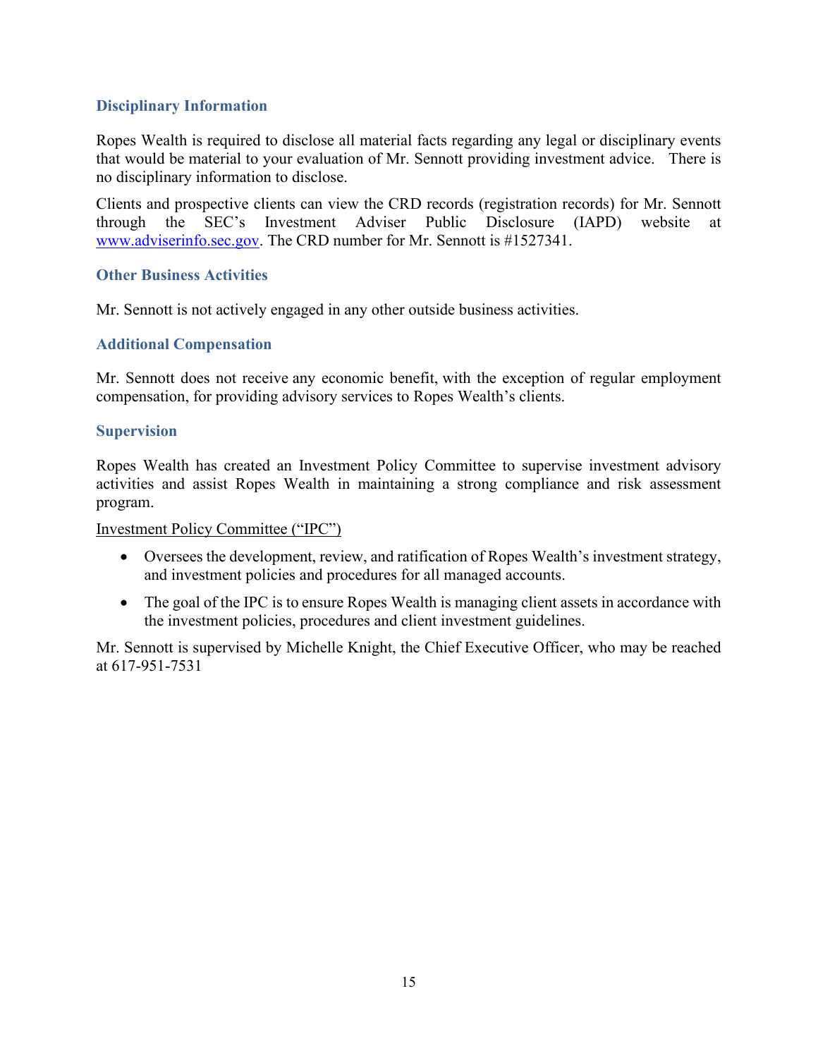### Disciplinary Information

Ropes Wealth is required to disclose all material facts regarding any legal or disciplinary events that would be material to your evaluation of Mr. Sennott providing investment advice. There is no disciplinary information to disclose.

Clients and prospective clients can view the CRD records (registration records) for Mr. Sennott through the SEC's Investment Adviser Public Disclosure (IAPD) website at [www.adviserinfo.sec.gov](http://www.adviserinfo.sec.gov). The CRD number for Mr. Sennott is #1527341.

### Other Business Activities

Mr. Sennott is not actively engaged in any other outside business activities.

### Additional Compensation

Mr. Sennott does not receive any economic benefit, with the exception of regular employment compensation, for providing advisory services to Ropes Wealth's clients.

### Supervision

Ropes Wealth has created an Investment Policy Committee to supervise investment advisory activities and assist Ropes Wealth in maintaining a strong compliance and risk assessment program.

<u>Investment Policy Committee ("IPC")</u>

- Oversees the development, review, and ratification of Ropes Wealth's investment strategy, and investment policies and procedures for all managed accounts.
- The goal of the IPC is to ensure Ropes Wealth is managing client assets in accordance with the investment policies, procedures and client investment guidelines.

Mr. Sennott is supervised by Michelle Knight, the Chief Executive Officer, who may be reached at 617-951-7531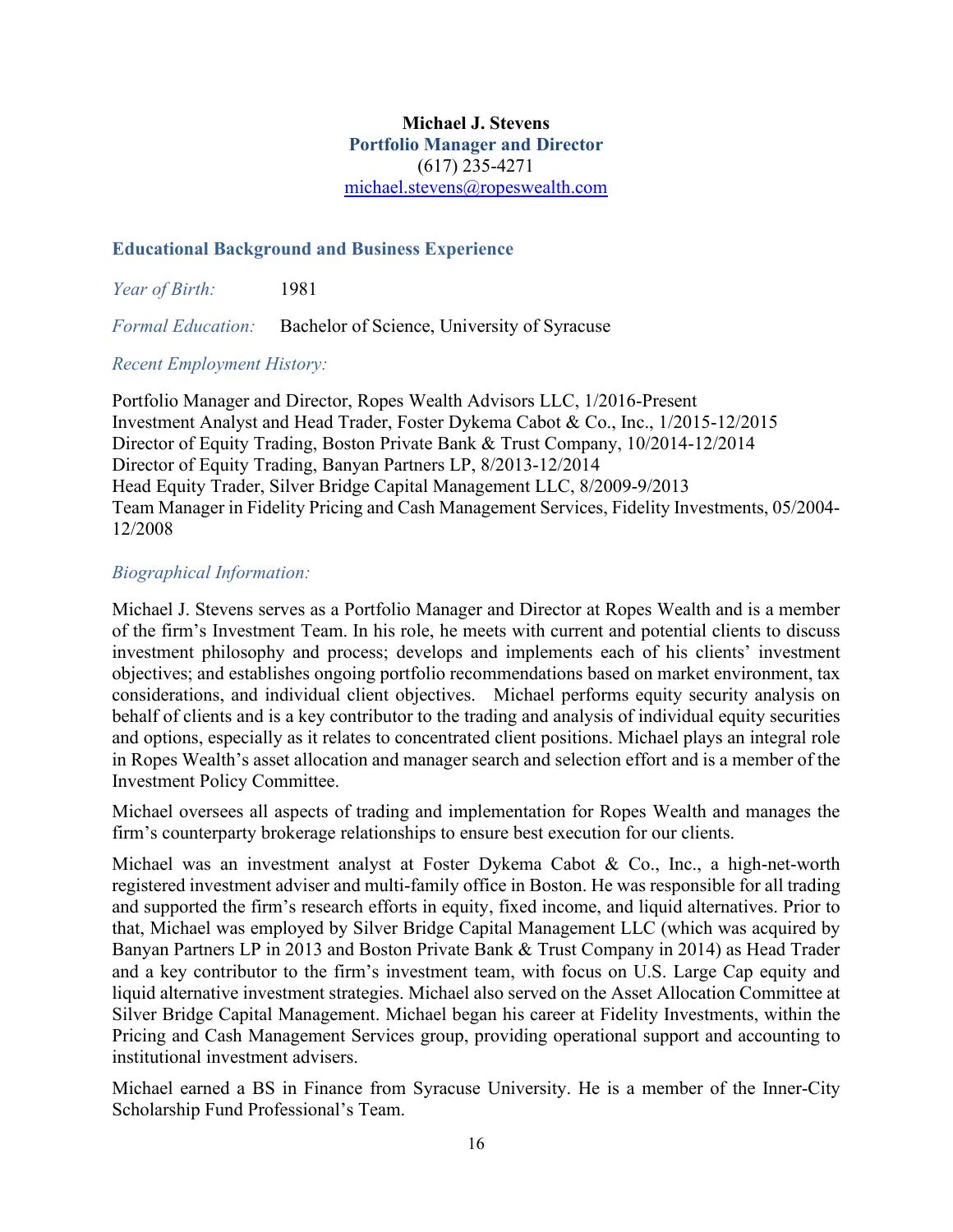**Michael J. Stevens**
**Portfolio Manager and Director**
(617) 235-4271
michael.stevens@ropeswealth.com

## Educational Background and Business Experience

*Year of Birth:* 1981

*Formal Education:* Bachelor of Science, University of Syracuse

*Recent Employment History:*

Portfolio Manager and Director, Ropes Wealth Advisors LLC, 1/2016-Present
Investment Analyst and Head Trader, Foster Dykema Cabot & Co., Inc., 1/2015-12/2015
Director of Equity Trading, Boston Private Bank & Trust Company, 10/2014-12/2014
Director of Equity Trading, Banyan Partners LP, 8/2013-12/2014
Head Equity Trader, Silver Bridge Capital Management LLC, 8/2009-9/2013
Team Manager in Fidelity Pricing and Cash Management Services, Fidelity Investments, 05/2004-12/2008

*Biographical Information:*

Michael J. Stevens serves as a Portfolio Manager and Director at Ropes Wealth and is a member of the firm's Investment Team. In his role, he meets with current and potential clients to discuss investment philosophy and process; develops and implements each of his clients' investment objectives; and establishes ongoing portfolio recommendations based on market environment, tax considerations, and individual client objectives. Michael performs equity security analysis on behalf of clients and is a key contributor to the trading and analysis of individual equity securities and options, especially as it relates to concentrated client positions. Michael plays an integral role in Ropes Wealth's asset allocation and manager search and selection effort and is a member of the Investment Policy Committee.

Michael oversees all aspects of trading and implementation for Ropes Wealth and manages the firm's counterparty brokerage relationships to ensure best execution for our clients.

Michael was an investment analyst at Foster Dykema Cabot & Co., Inc., a high-net-worth registered investment adviser and multi-family office in Boston. He was responsible for all trading and supported the firm's research efforts in equity, fixed income, and liquid alternatives. Prior to that, Michael was employed by Silver Bridge Capital Management LLC (which was acquired by Banyan Partners LP in 2013 and Boston Private Bank & Trust Company in 2014) as Head Trader and a key contributor to the firm's investment team, with focus on U.S. Large Cap equity and liquid alternative investment strategies. Michael also served on the Asset Allocation Committee at Silver Bridge Capital Management. Michael began his career at Fidelity Investments, within the Pricing and Cash Management Services group, providing operational support and accounting to institutional investment advisers.

Michael earned a BS in Finance from Syracuse University. He is a member of the Inner-City Scholarship Fund Professional's Team.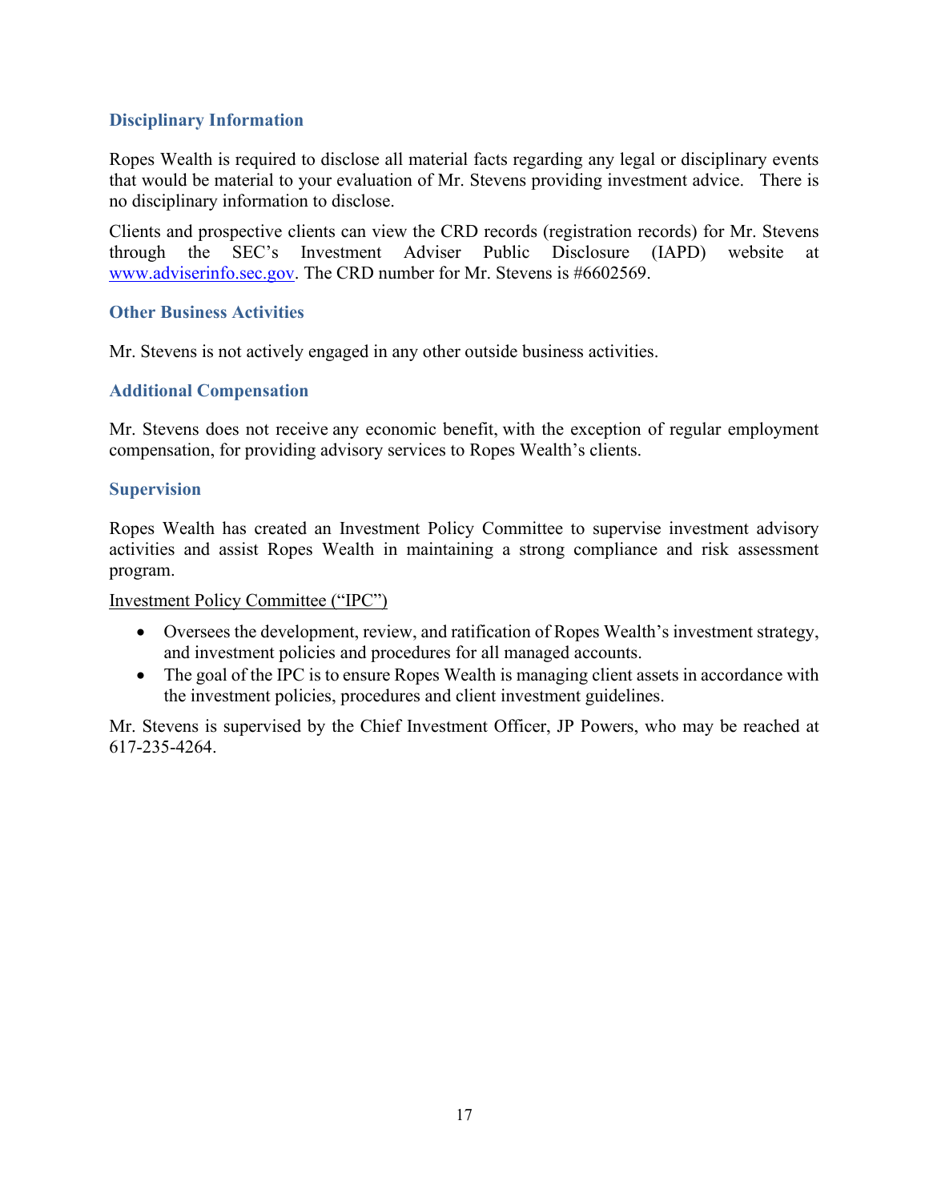## Disciplinary Information

Ropes Wealth is required to disclose all material facts regarding any legal or disciplinary events that would be material to your evaluation of Mr. Stevens providing investment advice. There is no disciplinary information to disclose.

Clients and prospective clients can view the CRD records (registration records) for Mr. Stevens through the SEC's Investment Adviser Public Disclosure (IAPD) website at www.adviserinfo.sec.gov. The CRD number for Mr. Stevens is #6602569.

## Other Business Activities

Mr. Stevens is not actively engaged in any other outside business activities.

## Additional Compensation

Mr. Stevens does not receive any economic benefit, with the exception of regular employment compensation, for providing advisory services to Ropes Wealth's clients.

## Supervision

Ropes Wealth has created an Investment Policy Committee to supervise investment advisory activities and assist Ropes Wealth in maintaining a strong compliance and risk assessment program.

Investment Policy Committee ("IPC")

- Oversees the development, review, and ratification of Ropes Wealth's investment strategy, and investment policies and procedures for all managed accounts.
- The goal of the IPC is to ensure Ropes Wealth is managing client assets in accordance with the investment policies, procedures and client investment guidelines.

Mr. Stevens is supervised by the Chief Investment Officer, JP Powers, who may be reached at 617-235-4264.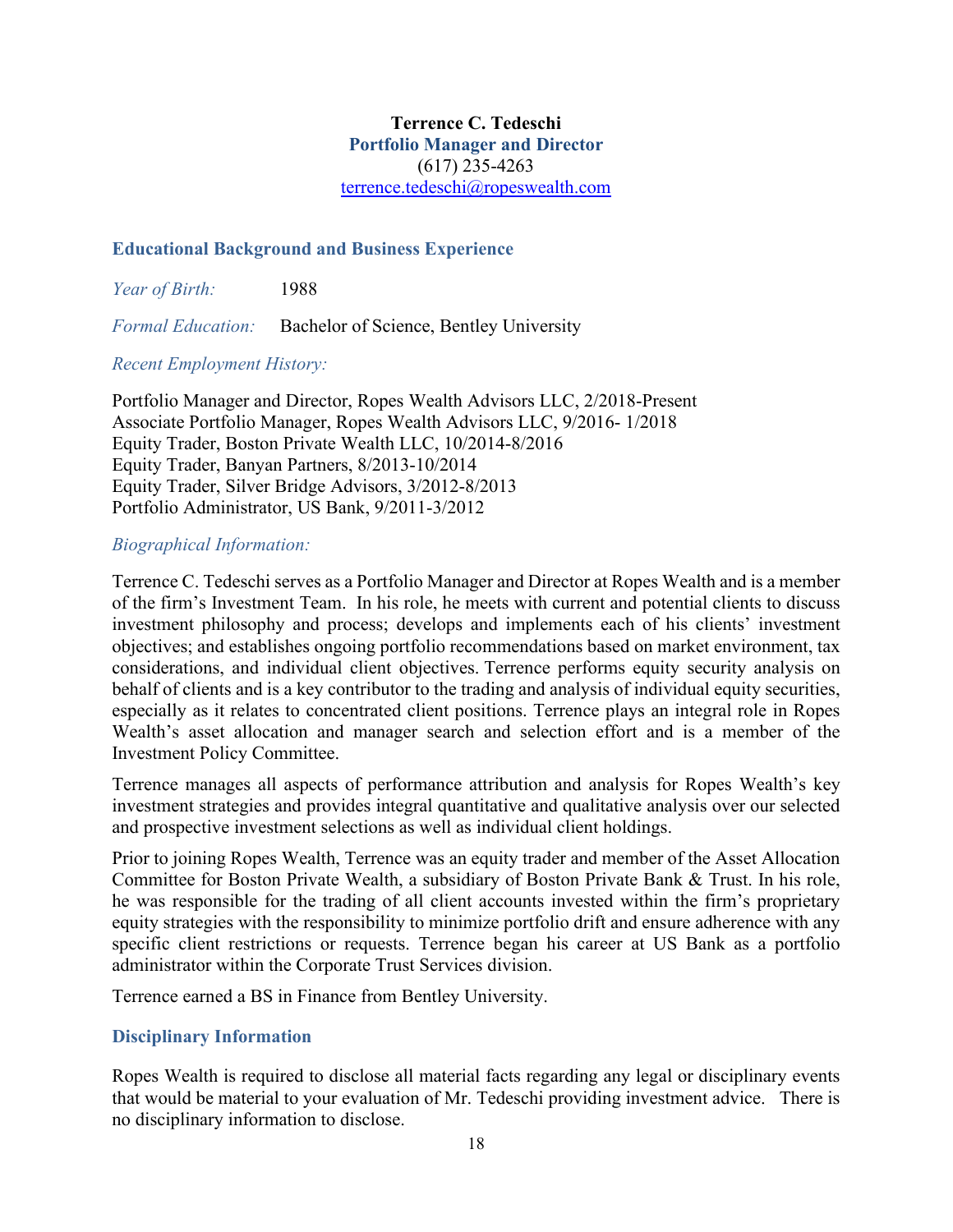**Terrence C. Tedeschi**
**Portfolio Manager and Director**
(617) 235-4263
terrence.tedeschi@ropeswealth.com

## Educational Background and Business Experience

*Year of Birth:* 1988

*Formal Education:* Bachelor of Science, Bentley University

*Recent Employment History:*

Portfolio Manager and Director, Ropes Wealth Advisors LLC, 2/2018-Present
Associate Portfolio Manager, Ropes Wealth Advisors LLC, 9/2016- 1/2018
Equity Trader, Boston Private Wealth LLC, 10/2014-8/2016
Equity Trader, Banyan Partners, 8/2013-10/2014
Equity Trader, Silver Bridge Advisors, 3/2012-8/2013
Portfolio Administrator, US Bank, 9/2011-3/2012

*Biographical Information:*

Terrence C. Tedeschi serves as a Portfolio Manager and Director at Ropes Wealth and is a member of the firm's Investment Team. In his role, he meets with current and potential clients to discuss investment philosophy and process; develops and implements each of his clients' investment objectives; and establishes ongoing portfolio recommendations based on market environment, tax considerations, and individual client objectives. Terrence performs equity security analysis on behalf of clients and is a key contributor to the trading and analysis of individual equity securities, especially as it relates to concentrated client positions. Terrence plays an integral role in Ropes Wealth's asset allocation and manager search and selection effort and is a member of the Investment Policy Committee.

Terrence manages all aspects of performance attribution and analysis for Ropes Wealth's key investment strategies and provides integral quantitative and qualitative analysis over our selected and prospective investment selections as well as individual client holdings.

Prior to joining Ropes Wealth, Terrence was an equity trader and member of the Asset Allocation Committee for Boston Private Wealth, a subsidiary of Boston Private Bank & Trust. In his role, he was responsible for the trading of all client accounts invested within the firm's proprietary equity strategies with the responsibility to minimize portfolio drift and ensure adherence with any specific client restrictions or requests. Terrence began his career at US Bank as a portfolio administrator within the Corporate Trust Services division.

Terrence earned a BS in Finance from Bentley University.

## Disciplinary Information

Ropes Wealth is required to disclose all material facts regarding any legal or disciplinary events that would be material to your evaluation of Mr. Tedeschi providing investment advice. There is no disciplinary information to disclose.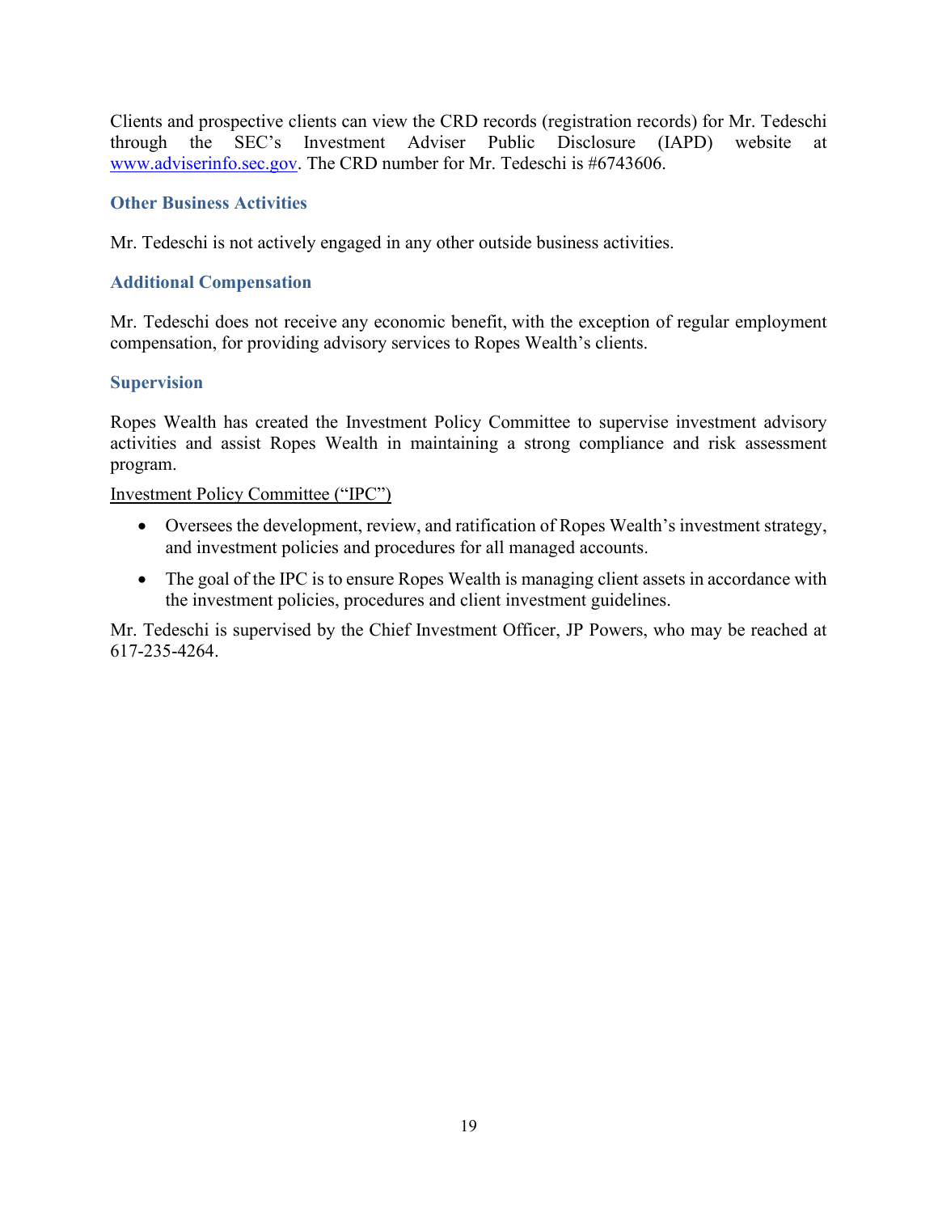Clients and prospective clients can view the CRD records (registration records) for Mr. Tedeschi through the SEC's Investment Adviser Public Disclosure (IAPD) website at www.adviserinfo.sec.gov. The CRD number for Mr. Tedeschi is #6743606.

### Other Business Activities

Mr. Tedeschi is not actively engaged in any other outside business activities.

### Additional Compensation

Mr. Tedeschi does not receive any economic benefit, with the exception of regular employment compensation, for providing advisory services to Ropes Wealth's clients.

### Supervision

Ropes Wealth has created the Investment Policy Committee to supervise investment advisory activities and assist Ropes Wealth in maintaining a strong compliance and risk assessment program.

<u>Investment Policy Committee ("IPC")</u>

- Oversees the development, review, and ratification of Ropes Wealth's investment strategy, and investment policies and procedures for all managed accounts.
- The goal of the IPC is to ensure Ropes Wealth is managing client assets in accordance with the investment policies, procedures and client investment guidelines.

Mr. Tedeschi is supervised by the Chief Investment Officer, JP Powers, who may be reached at 617-235-4264.